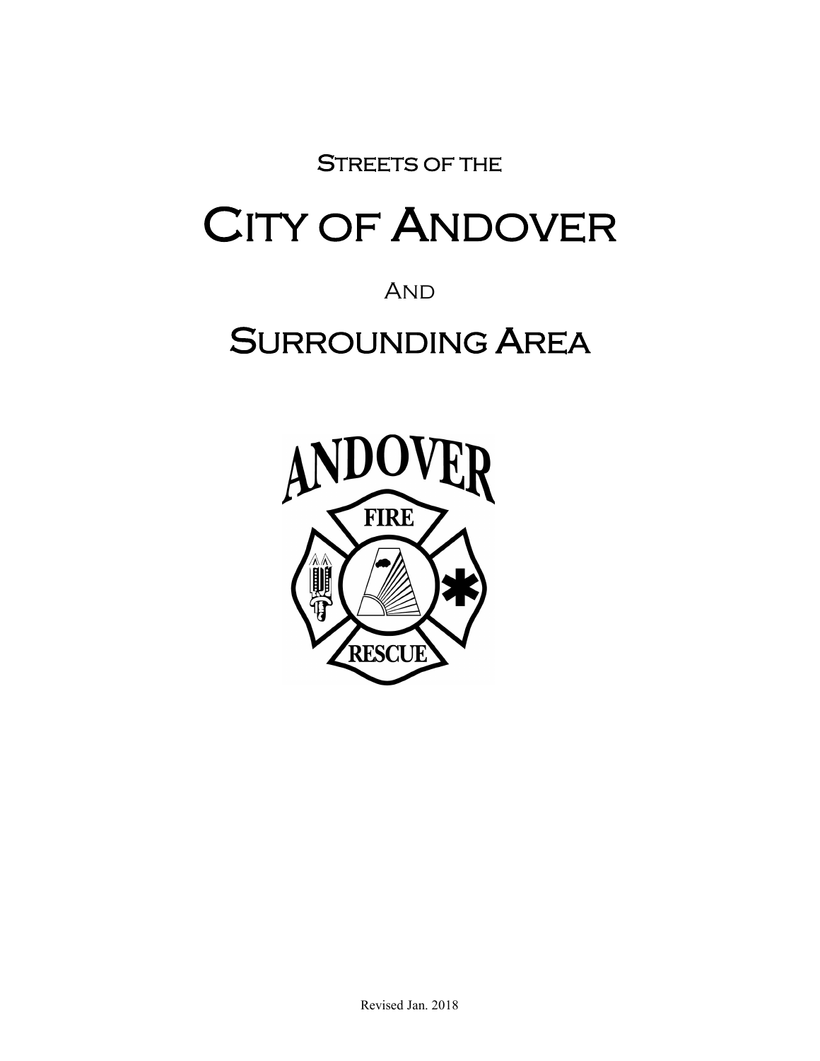Streets of the

# City of Andover

And

# Surrounding Area

Revised Jan. 2018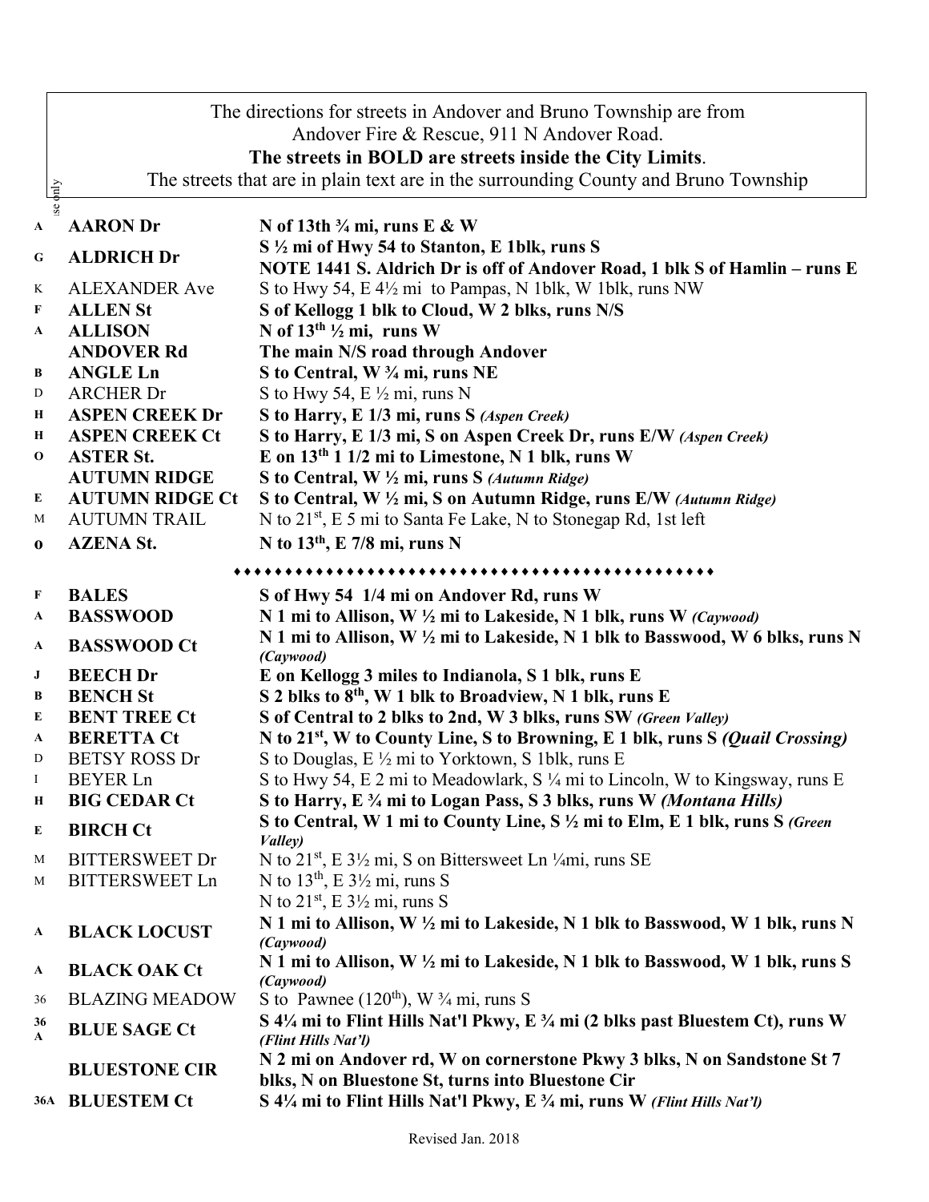The directions for streets in Andover and Bruno Township are from Andover Fire & Rescue, 911 N Andover Road.
**The streets in BOLD are streets inside the City Limits**.
The streets that are in plain text are in the surrounding County and Bruno Township

| | Street | Directions |
|---|---|---|
| **A** | **AARON Dr** | **N of 13th ¾ mi, runs E & W** |
| **G** | **ALDRICH Dr** | **S ½ mi of Hwy 54 to Stanton, E 1blk, runs S** <br> **NOTE 1441 S. Aldrich Dr is off of Andover Road, 1 blk S of Hamlin – runs E** |
| K | ALEXANDER Ave | S to Hwy 54, E 4½ mi to Pampas, N 1blk, W 1blk, runs NW |
| **F** | **ALLEN St** | **S of Kellogg 1 blk to Cloud, W 2 blks, runs N/S** |
| **A** | **ALLISON** | **N of 13th ½ mi, runs W** |
| | **ANDOVER Rd** | **The main N/S road through Andover** |
| **B** | **ANGLE Ln** | **S to Central, W ¾ mi, runs NE** |
| D | ARCHER Dr | S to Hwy 54, E ½ mi, runs N |
| **H** | **ASPEN CREEK Dr** | **S to Harry, E 1/3 mi, runs S** ***(Aspen Creek)*** |
| **H** | **ASPEN CREEK Ct** | **S to Harry, E 1/3 mi, S on Aspen Creek Dr, runs E/W** ***(Aspen Creek)*** |
| **O** | **ASTER St.** | **E on 13th 1 1/2 mi to Limestone, N 1 blk, runs W** |
| | **AUTUMN RIDGE** | **S to Central, W ½ mi, runs S** ***(Autumn Ridge)*** |
| **E** | **AUTUMN RIDGE Ct** | **S to Central, W ½ mi, S on Autumn Ridge, runs E/W** ***(Autumn Ridge)*** |
| M | AUTUMN TRAIL | N to 21st, E 5 mi to Santa Fe Lake, N to Stonegap Rd, 1st left |
| **O** | **AZENA St.** | **N to 13th, E 7/8 mi, runs N** |

♦♦♦♦♦♦♦♦♦♦♦♦♦♦♦♦♦♦♦♦♦♦♦♦♦♦♦♦♦♦♦♦♦♦♦♦♦♦♦♦♦♦♦♦♦

| | Street | Directions |
|---|---|---|
| **F** | **BALES** | **S of Hwy 54 1/4 mi on Andover Rd, runs W** |
| **A** | **BASSWOOD** | **N 1 mi to Allison, W ½ mi to Lakeside, N 1 blk, runs W** ***(Caywood)*** |
| **A** | **BASSWOOD Ct** | **N 1 mi to Allison, W ½ mi to Lakeside, N 1 blk to Basswood, W 6 blks, runs N** ***(Caywood)*** |
| **J** | **BEECH Dr** | **E on Kellogg 3 miles to Indianola, S 1 blk, runs E** |
| **B** | **BENCH St** | **S 2 blks to 8th, W 1 blk to Broadview, N 1 blk, runs E** |
| **E** | **BENT TREE Ct** | **S of Central to 2 blks to 2nd, W 3 blks, runs SW** ***(Green Valley)*** |
| **A** | **BERETTA Ct** | **N to 21st, W to County Line, S to Browning, E 1 blk, runs S** ***(Quail Crossing)*** |
| D | BETSY ROSS Dr | S to Douglas, E ½ mi to Yorktown, S 1blk, runs E |
| I | BEYER Ln | S to Hwy 54, E 2 mi to Meadowlark, S ¼ mi to Lincoln, W to Kingsway, runs E |
| **H** | **BIG CEDAR Ct** | **S to Harry, E ¾ mi to Logan Pass, S 3 blks, runs W** ***(Montana Hills)*** |
| **E** | **BIRCH Ct** | **S to Central, W 1 mi to County Line, S ½ mi to Elm, E 1 blk, runs S** ***(Green Valley)*** |
| M | BITTERSWEET Dr | N to 21st, E 3½ mi, S on Bittersweet Ln ¼mi, runs SE |
| M | BITTERSWEET Ln | N to 13th, E 3½ mi, runs S <br> N to 21st, E 3½ mi, runs S |
| **A** | **BLACK LOCUST** | **N 1 mi to Allison, W ½ mi to Lakeside, N 1 blk to Basswood, W 1 blk, runs N** ***(Caywood)*** |
| **A** | **BLACK OAK Ct** | **N 1 mi to Allison, W ½ mi to Lakeside, N 1 blk to Basswood, W 1 blk, runs S** ***(Caywood)*** |
| 36 | BLAZING MEADOW | S to Pawnee (120th), W ¾ mi, runs S |
| **36 A** | **BLUE SAGE Ct** | **S 4¼ mi to Flint Hills Nat'l Pkwy, E ¾ mi (2 blks past Bluestem Ct), runs W** ***(Flint Hills Nat'l)*** |
| | **BLUESTONE CIR** | **N 2 mi on Andover rd, W on cornerstone Pkwy 3 blks, N on Sandstone St 7 blks, N on Bluestone St, turns into Bluestone Cir** |
| **36A** | **BLUESTEM Ct** | **S 4¼ mi to Flint Hills Nat'l Pkwy, E ¾ mi, runs W** ***(Flint Hills Nat'l)*** |

Revised Jan. 2018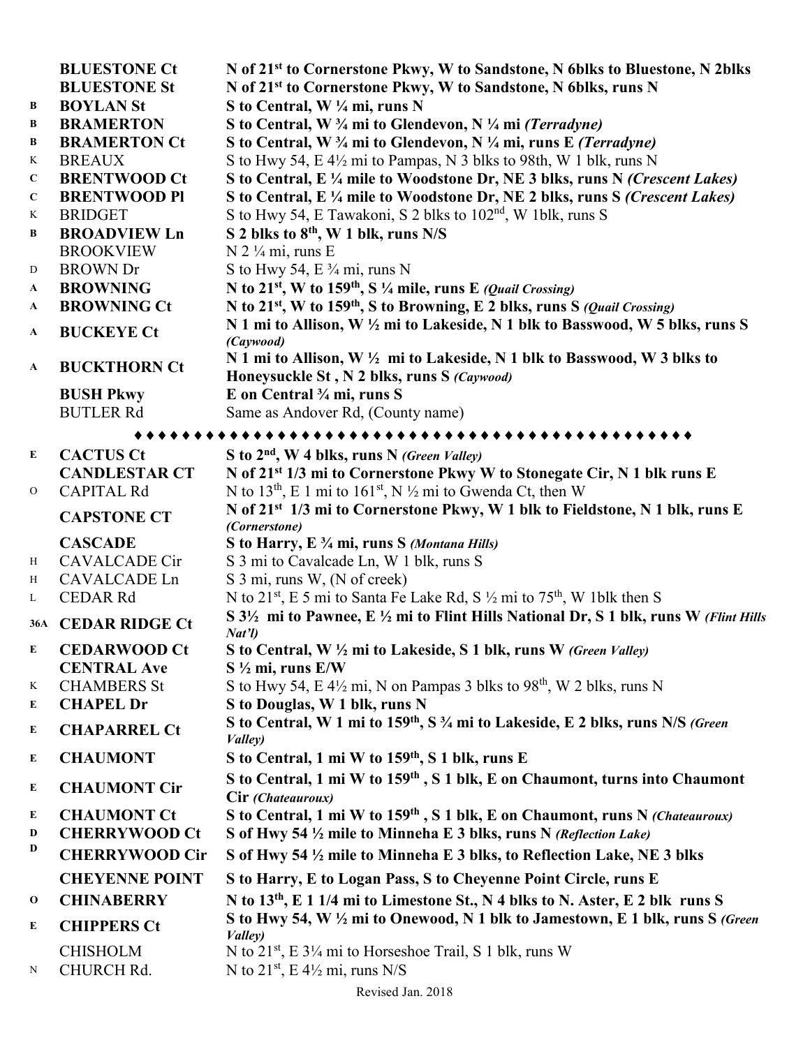| | | |
|---|---|---|
| | **BLUESTONE Ct** | **N of 21st to Cornerstone Pkwy, W to Sandstone, N 6blks to Bluestone, N 2blks** |
| | **BLUESTONE St** | **N of 21st to Cornerstone Pkwy, W to Sandstone, N 6blks, runs N** |
| **B** | **BOYLAN St** | **S to Central, W ¼ mi, runs N** |
| **B** | **BRAMERTON** | **S to Central, W ¾ mi to Glendevon, N ¼ mi *(Terradyne)*** |
| **B** | **BRAMERTON Ct** | **S to Central, W ¾ mi to Glendevon, N ¼ mi, runs E *(Terradyne)*** |
| K | BREAUX | S to Hwy 54, E 4½ mi to Pampas, N 3 blks to 98th, W 1 blk, runs N |
| **C** | **BRENTWOOD Ct** | **S to Central, E ¼ mile to Woodstone Dr, NE 3 blks, runs N *(Crescent Lakes)*** |
| **C** | **BRENTWOOD Pl** | **S to Central, E ¼ mile to Woodstone Dr, NE 2 blks, runs S *(Crescent Lakes)*** |
| K | BRIDGET | S to Hwy 54, E Tawakoni, S 2 blks to 102nd, W 1blk, runs S |
| **B** | **BROADVIEW Ln** | **S 2 blks to 8th, W 1 blk, runs N/S** |
| | BROOKVIEW | N 2 ¼ mi, runs E |
| D | BROWN Dr | S to Hwy 54, E ¾ mi, runs N |
| **A** | **BROWNING** | **N to 21st, W to 159th, S ¼ mile, runs E *(Quail Crossing)*** |
| **A** | **BROWNING Ct** | **N to 21st, W to 159th, S to Browning, E 2 blks, runs S *(Quail Crossing)*** |
| **A** | **BUCKEYE Ct** | **N 1 mi to Allison, W ½ mi to Lakeside, N 1 blk to Basswood, W 5 blks, runs S *(Caywood)*** |
| **A** | **BUCKTHORN Ct** | **N 1 mi to Allison, W ½ mi to Lakeside, N 1 blk to Basswood, W 3 blks to Honeysuckle St , N 2 blks, runs S *(Caywood)*** |
| | **BUSH Pkwy** | **E on Central ¾ mi, runs S** |
| | BUTLER Rd | Same as Andover Rd, (County name) |

♦♦♦♦♦♦♦♦♦♦♦♦♦♦♦♦♦♦♦♦♦♦♦♦♦♦♦♦♦♦♦♦♦♦♦♦♦♦♦♦♦♦♦♦♦

| | | |
|---|---|---|
| **E** | **CACTUS Ct** | **S to 2nd, W 4 blks, runs N *(Green Valley)*** |
| | **CANDLESTAR CT** | **N of 21st 1/3 mi to Cornerstone Pkwy W to Stonegate Cir, N 1 blk runs E** |
| O | CAPITAL Rd | N to 13th, E 1 mi to 161st, N ½ mi to Gwenda Ct, then W |
| | **CAPSTONE CT** | **N of 21st 1/3 mi to Cornerstone Pkwy, W 1 blk to Fieldstone, N 1 blk, runs E *(Cornerstone)*** |
| | **CASCADE** | **S to Harry, E ¾ mi, runs S *(Montana Hills)*** |
| H | CAVALCADE Cir | S 3 mi to Cavalcade Ln, W 1 blk, runs S |
| H | CAVALCADE Ln | S 3 mi, runs W, (N of creek) |
| L | CEDAR Rd | N to 21st, E 5 mi to Santa Fe Lake Rd, S ½ mi to 75th, W 1blk then S |
| **36A** | **CEDAR RIDGE Ct** | **S 3½ mi to Pawnee, E ½ mi to Flint Hills National Dr, S 1 blk, runs W *(Flint Hills Nat'l)*** |
| **E** | **CEDARWOOD Ct** | **S to Central, W ½ mi to Lakeside, S 1 blk, runs W *(Green Valley)*** |
| | **CENTRAL Ave** | **S ½ mi, runs E/W** |
| K | CHAMBERS St | S to Hwy 54, E 4½ mi, N on Pampas 3 blks to 98th, W 2 blks, runs N |
| **E** | **CHAPEL Dr** | **S to Douglas, W 1 blk, runs N** |
| **E** | **CHAPARREL Ct** | **S to Central, W 1 mi to 159th, S ¾ mi to Lakeside, E 2 blks, runs N/S *(Green Valley)*** |
| **E** | **CHAUMONT** | **S to Central, 1 mi W to 159th, S 1 blk, runs E** |
| **E** | **CHAUMONT Cir** | **S to Central, 1 mi W to 159th , S 1 blk, E on Chaumont, turns into Chaumont Cir *(Chateauroux)*** |
| **E** | **CHAUMONT Ct** | **S to Central, 1 mi W to 159th , S 1 blk, E on Chaumont, runs N *(Chateauroux)*** |
| **D** | **CHERRYWOOD Ct** | **S of Hwy 54 ½ mile to Minneha E 3 blks, runs N *(Reflection Lake)*** |
| **D** | **CHERRYWOOD Cir** | **S of Hwy 54 ½ mile to Minneha E 3 blks, to Reflection Lake, NE 3 blks** |
| | **CHEYENNE POINT** | **S to Harry, E to Logan Pass, S to Cheyenne Point Circle, runs E** |
| **O** | **CHINABERRY** | **N to 13th, E 1 1/4 mi to Limestone St., N 4 blks to N. Aster, E 2 blk runs S** |
| **E** | **CHIPPERS Ct** | **S to Hwy 54, W ½ mi to Onewood, N 1 blk to Jamestown, E 1 blk, runs S *(Green Valley)*** |
| | CHISHOLM | N to 21st, E 3¼ mi to Horseshoe Trail, S 1 blk, runs W |
| N | CHURCH Rd. | N to 21st, E 4½ mi, runs N/S |

Revised Jan. 2018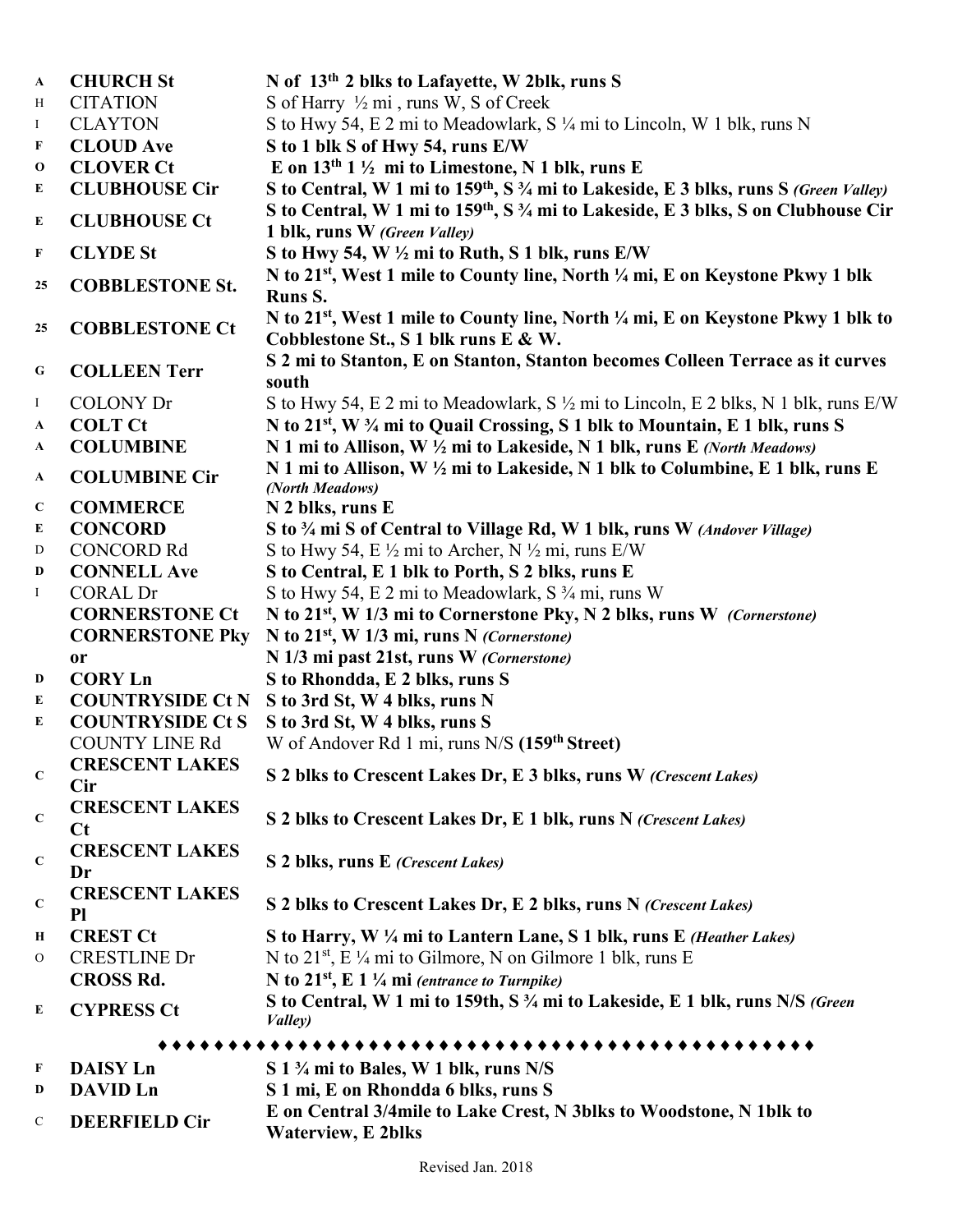| | | |
|---|---|---|
| A | **CHURCH St** | **N of 13th 2 blks to Lafayette, W 2blk, runs S** |
| H | CITATION | S of Harry ½ mi , runs W, S of Creek |
| I | CLAYTON | S to Hwy 54, E 2 mi to Meadowlark, S ¼ mi to Lincoln, W 1 blk, runs N |
| F | **CLOUD Ave** | **S to 1 blk S of Hwy 54, runs E/W** |
| O | **CLOVER Ct** | **E on 13th 1 ½ mi to Limestone, N 1 blk, runs E** |
| E | **CLUBHOUSE Cir** | **S to Central, W 1 mi to 159th, S ¾ mi to Lakeside, E 3 blks, runs S** ***(Green Valley)*** |
| E | **CLUBHOUSE Ct** | **S to Central, W 1 mi to 159th, S ¾ mi to Lakeside, E 3 blks, S on Clubhouse Cir 1 blk, runs W** ***(Green Valley)*** |
| F | **CLYDE St** | **S to Hwy 54, W ½ mi to Ruth, S 1 blk, runs E/W** |
| 25 | **COBBLESTONE St.** | **N to 21st, West 1 mile to County line, North ¼ mi, E on Keystone Pkwy 1 blk Runs S.** |
| 25 | **COBBLESTONE Ct** | **N to 21st, West 1 mile to County line, North ¼ mi, E on Keystone Pkwy 1 blk to Cobblestone St., S 1 blk runs E & W.** |
| G | **COLLEEN Terr** | **S 2 mi to Stanton, E on Stanton, Stanton becomes Colleen Terrace as it curves south** |
| I | COLONY Dr | S to Hwy 54, E 2 mi to Meadowlark, S ½ mi to Lincoln, E 2 blks, N 1 blk, runs E/W |
| A | **COLT Ct** | **N to 21st, W ¾ mi to Quail Crossing, S 1 blk to Mountain, E 1 blk, runs S** |
| A | **COLUMBINE** | **N 1 mi to Allison, W ½ mi to Lakeside, N 1 blk, runs E** ***(North Meadows)*** |
| A | **COLUMBINE Cir** | **N 1 mi to Allison, W ½ mi to Lakeside, N 1 blk to Columbine, E 1 blk, runs E** ***(North Meadows)*** |
| C | **COMMERCE** | **N 2 blks, runs E** |
| E | **CONCORD** | **S to ¾ mi S of Central to Village Rd, W 1 blk, runs W** ***(Andover Village)*** |
| D | CONCORD Rd | S to Hwy 54, E ½ mi to Archer, N ½ mi, runs E/W |
| D | **CONNELL Ave** | **S to Central, E 1 blk to Porth, S 2 blks, runs E** |
| I | CORAL Dr | S to Hwy 54, E 2 mi to Meadowlark, S ¾ mi, runs W |
| | **CORNERSTONE Ct** | **N to 21st, W 1/3 mi to Cornerstone Pky, N 2 blks, runs W** ***(Cornerstone)*** |
| | **CORNERSTONE Pky** | **N to 21st, W 1/3 mi, runs N** ***(Cornerstone)*** |
| | **or** | **N 1/3 mi past 21st, runs W** ***(Cornerstone)*** |
| D | **CORY Ln** | **S to Rhondda, E 2 blks, runs S** |
| E | **COUNTRYSIDE Ct N** | **S to 3rd St, W 4 blks, runs N** |
| E | **COUNTRYSIDE Ct S** | **S to 3rd St, W 4 blks, runs S** |
| | COUNTY LINE Rd | W of Andover Rd 1 mi, runs N/S **(159th Street)** |
| C | **CRESCENT LAKES Cir** | **S 2 blks to Crescent Lakes Dr, E 3 blks, runs W** ***(Crescent Lakes)*** |
| C | **CRESCENT LAKES Ct** | **S 2 blks to Crescent Lakes Dr, E 1 blk, runs N** ***(Crescent Lakes)*** |
| C | **CRESCENT LAKES Dr** | **S 2 blks, runs E** ***(Crescent Lakes)*** |
| C | **CRESCENT LAKES Pl** | **S 2 blks to Crescent Lakes Dr, E 2 blks, runs N** ***(Crescent Lakes)*** |
| H | **CREST Ct** | **S to Harry, W ¼ mi to Lantern Lane, S 1 blk, runs E** ***(Heather Lakes)*** |
| O | CRESTLINE Dr | N to 21st, E ¼ mi to Gilmore, N on Gilmore 1 blk, runs E |
| | **CROSS Rd.** | **N to 21st, E 1 ¼ mi** ***(entrance to Turnpike)*** |
| E | **CYPRESS Ct** | **S to Central, W 1 mi to 159th, S ¾ mi to Lakeside, E 1 blk, runs N/S** ***(Green Valley)*** |

♦♦♦♦♦♦♦♦♦♦♦♦♦♦♦♦♦♦♦♦♦♦♦♦♦♦♦♦♦♦♦♦♦♦♦♦♦♦♦♦♦♦♦♦♦

| | | |
|---|---|---|
| F | **DAISY Ln** | **S 1 ¾ mi to Bales, W 1 blk, runs N/S** |
| D | **DAVID Ln** | **S 1 mi, E on Rhondda 6 blks, runs S** |
| C | **DEERFIELD Cir** | **E on Central 3/4mile to Lake Crest, N 3blks to Woodstone, N 1blk to Waterview, E 2blks** |

Revised Jan. 2018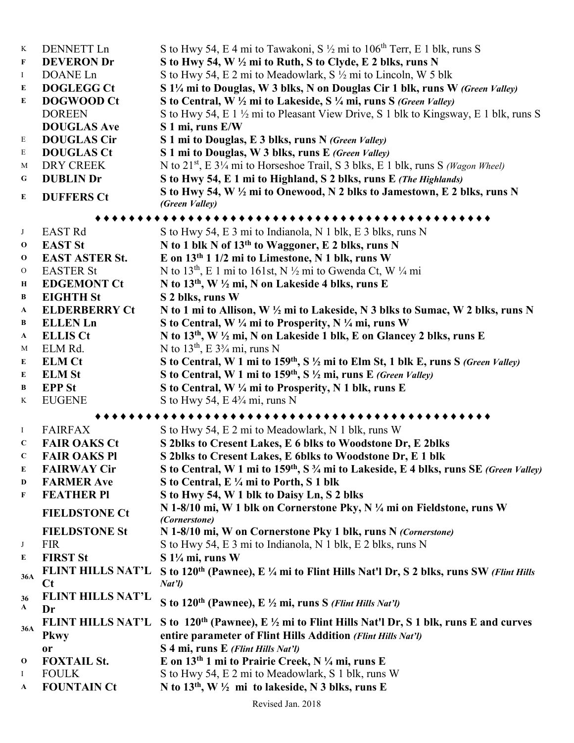| | | |
|---|---|---|
| K | DENNETT Ln | S to Hwy 54, E 4 mi to Tawakoni, S ½ mi to 106th Terr, E 1 blk, runs S |
| F | **DEVERON Dr** | **S to Hwy 54, W ½ mi to Ruth, S to Clyde, E 2 blks, runs N** |
| I | DOANE Ln | S to Hwy 54, E 2 mi to Meadowlark, S ½ mi to Lincoln, W 5 blk |
| E | **DOGLEGG Ct** | **S 1¼ mi to Douglas, W 3 blks, N on Douglas Cir 1 blk, runs W *(Green Valley)*** |
| E | **DOGWOOD Ct** | **S to Central, W ½ mi to Lakeside, S ¼ mi, runs S *(Green Valley)*** |
| | DOREEN | S to Hwy 54, E 1 ½ mi to Pleasant View Drive, S 1 blk to Kingsway, E 1 blk, runs S |
| | **DOUGLAS Ave** | **S 1 mi, runs E/W** |
| E | **DOUGLAS Cir** | **S 1 mi to Douglas, E 3 blks, runs N *(Green Valley)*** |
| E | **DOUGLAS Ct** | **S 1 mi to Douglas, W 3 blks, runs E *(Green Valley)*** |
| M | DRY CREEK | N to 21st, E 3¼ mi to Horseshoe Trail, S 3 blks, E 1 blk, runs S *(Wagon Wheel)* |
| G | **DUBLIN Dr** | **S to Hwy 54, E 1 mi to Highland, S 2 blks, runs E *(The Highlands)*** |
| E | **DUFFERS Ct** | **S to Hwy 54, W ½ mi to Onewood, N 2 blks to Jamestown, E 2 blks, runs N *(Green Valley)*** |

♦♦♦♦♦♦♦♦♦♦♦♦♦♦♦♦♦♦♦♦♦♦♦♦♦♦♦♦♦♦♦♦♦♦♦♦♦♦♦♦♦♦♦♦

| | | |
|---|---|---|
| J | EAST Rd | S to Hwy 54, E 3 mi to Indianola, N 1 blk, E 3 blks, runs N |
| O | **EAST St** | **N to 1 blk N of 13th to Waggoner, E 2 blks, runs N** |
| O | **EAST ASTER St.** | **E on 13th 1 1/2 mi to Limestone, N 1 blk, runs W** |
| O | EASTER St | N to 13th, E 1 mi to 161st, N ½ mi to Gwenda Ct, W ¼ mi |
| H | **EDGEMONT Ct** | **N to 13th, W ½ mi, N on Lakeside 4 blks, runs E** |
| B | **EIGHTH St** | **S 2 blks, runs W** |
| A | **ELDERBERRY Ct** | **N to 1 mi to Allison, W ½ mi to Lakeside, N 3 blks to Sumac, W 2 blks, runs N** |
| B | **ELLEN Ln** | **S to Central, W ¼ mi to Prosperity, N ¼ mi, runs W** |
| A | **ELLIS Ct** | **N to 13th, W ½ mi, N on Lakeside 1 blk, E on Glancey 2 blks, runs E** |
| M | ELM Rd. | N to 13th, E 3¾ mi, runs N |
| E | **ELM Ct** | **S to Central, W 1 mi to 159th, S ½ mi to Elm St, 1 blk E, runs S *(Green Valley)*** |
| E | **ELM St** | **S to Central, W 1 mi to 159th, S ½ mi, runs E *(Green Valley)*** |
| B | **EPP St** | **S to Central, W ¼ mi to Prosperity, N 1 blk, runs E** |
| K | EUGENE | S to Hwy 54, E 4¾ mi, runs N |

♦♦♦♦♦♦♦♦♦♦♦♦♦♦♦♦♦♦♦♦♦♦♦♦♦♦♦♦♦♦♦♦♦♦♦♦♦♦♦♦♦♦♦♦

| | | |
|---|---|---|
| I | FAIRFAX | S to Hwy 54, E 2 mi to Meadowlark, N 1 blk, runs W |
| C | **FAIR OAKS Ct** | **S 2blks to Cresent Lakes, E 6 blks to Woodstone Dr, E 2blks** |
| C | **FAIR OAKS Pl** | **S 2blks to Cresent Lakes, E 6blks to Woodstone Dr, E 1 blk** |
| E | **FAIRWAY Cir** | **S to Central, W 1 mi to 159th, S ¾ mi to Lakeside, E 4 blks, runs SE *(Green Valley)*** |
| D | **FARMER Ave** | **S to Central, E ¼ mi to Porth, S 1 blk** |
| F | **FEATHER Pl** | **S to Hwy 54, W 1 blk to Daisy Ln, S 2 blks** |
| | **FIELDSTONE Ct** | **N 1-8/10 mi, W 1 blk on Cornerstone Pky, N ¼ mi on Fieldstone, runs W *(Cornerstone)*** |
| | **FIELDSTONE St** | **N 1-8/10 mi, W on Cornerstone Pky 1 blk, runs N *(Cornerstone)*** |
| J | FIR | S to Hwy 54, E 3 mi to Indianola, N 1 blk, E 2 blks, runs N |
| E | **FIRST St** | **S 1¼ mi, runs W** |
| 36A | **FLINT HILLS NAT'L Ct** | **S to 120th (Pawnee), E ¼ mi to Flint Hills Nat'l Dr, S 2 blks, runs SW *(Flint Hills Nat'l)*** |
| 36 A | **FLINT HILLS NAT'L Dr** | **S to 120th (Pawnee), E ½ mi, runs S *(Flint Hills Nat'l)*** |
| 36A | **FLINT HILLS NAT'L Pkwy** | **S to 120th (Pawnee), E ½ mi to Flint Hills Nat'l Dr, S 1 blk, runs E and curves entire parameter of Flint Hills Addition *(Flint Hills Nat'l)*** |
| | **or** | **S 4 mi, runs E *(Flint Hills Nat'l)*** |
| O | **FOXTAIL St.** | **E on 13th 1 mi to Prairie Creek, N ¼ mi, runs E** |
| I | FOULK | S to Hwy 54, E 2 mi to Meadowlark, S 1 blk, runs W |
| A | **FOUNTAIN Ct** | **N to 13th, W ½ mi to lakeside, N 3 blks, runs E** |

Revised Jan. 2018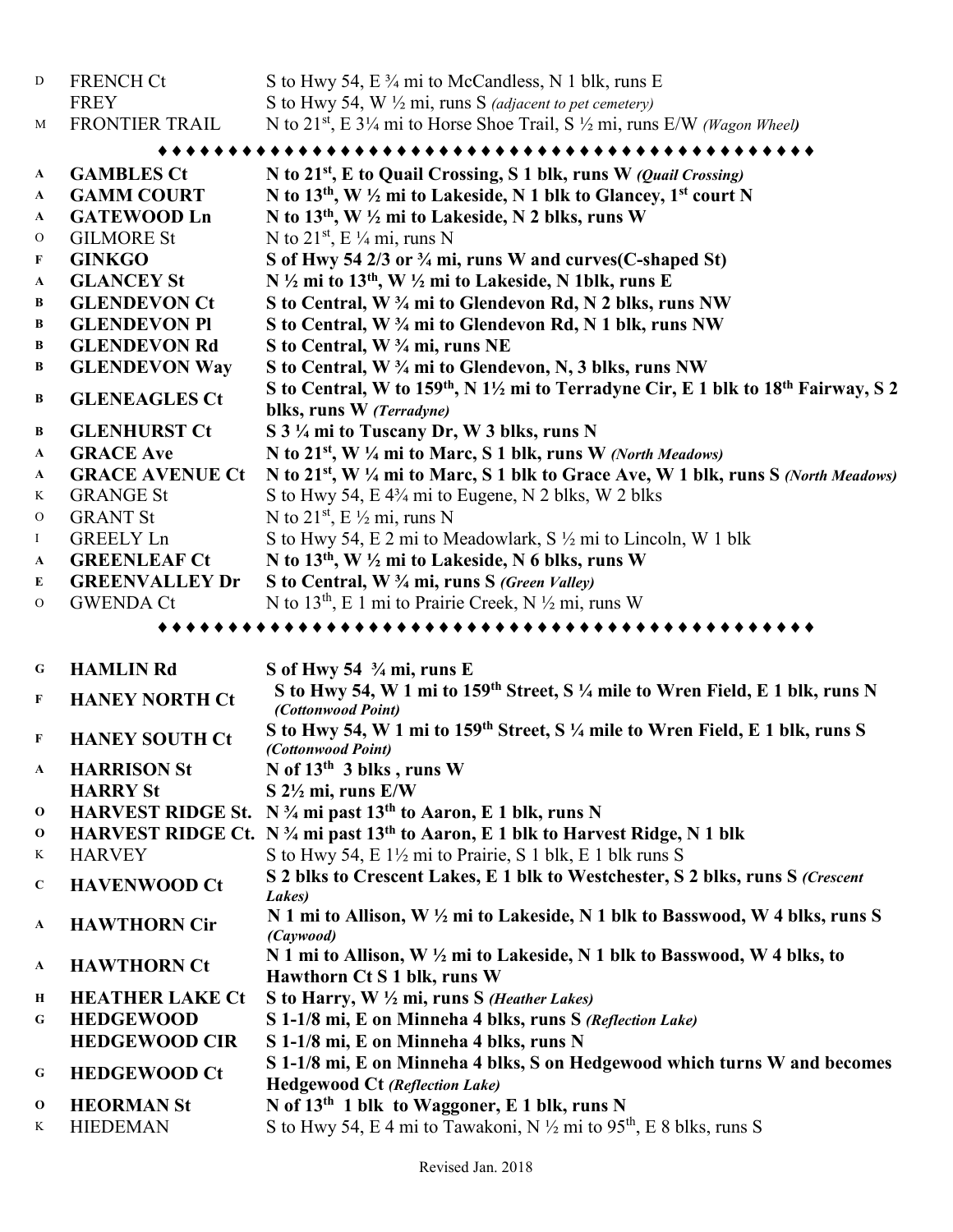| | | |
|---|---|---|
| D | FRENCH Ct | S to Hwy 54, E ¾ mi to McCandless, N 1 blk, runs E |
| | FREY | S to Hwy 54, W ½ mi, runs S *(adjacent to pet cemetery)* |
| M | FRONTIER TRAIL | N to 21st, E 3¼ mi to Horse Shoe Trail, S ½ mi, runs E/W *(Wagon Wheel)* |

♦♦♦♦♦♦♦♦♦♦♦♦♦♦♦♦♦♦♦♦♦♦♦♦♦♦♦♦♦♦♦♦♦♦♦♦♦♦♦♦♦♦♦♦

| | | |
|---|---|---|
| **A** | **GAMBLES Ct** | **N to 21st, E to Quail Crossing, S 1 blk, runs W** ***(Quail Crossing)*** |
| **A** | **GAMM COURT** | **N to 13th, W ½ mi to Lakeside, N 1 blk to Glancey, 1st court N** |
| **A** | **GATEWOOD Ln** | **N to 13th, W ½ mi to Lakeside, N 2 blks, runs W** |
| O | GILMORE St | N to 21st, E ¼ mi, runs N |
| **F** | **GINKGO** | **S of Hwy 54 2/3 or ¾ mi, runs W and curves(C-shaped St)** |
| **A** | **GLANCEY St** | **N ½ mi to 13th, W ½ mi to Lakeside, N 1blk, runs E** |
| **B** | **GLENDEVON Ct** | **S to Central, W ¾ mi to Glendevon Rd, N 2 blks, runs NW** |
| **B** | **GLENDEVON Pl** | **S to Central, W ¾ mi to Glendevon Rd, N 1 blk, runs NW** |
| **B** | **GLENDEVON Rd** | **S to Central, W ¾ mi, runs NE** |
| **B** | **GLENDEVON Way** | **S to Central, W ¾ mi to Glendevon, N, 3 blks, runs NW** |
| **B** | **GLENEAGLES Ct** | **S to Central, W to 159th, N 1½ mi to Terradyne Cir, E 1 blk to 18th Fairway, S 2 blks, runs W** ***(Terradyne)*** |
| **B** | **GLENHURST Ct** | **S 3 ¼ mi to Tuscany Dr, W 3 blks, runs N** |
| **A** | **GRACE Ave** | **N to 21st, W ¼ mi to Marc, S 1 blk, runs W** ***(North Meadows)*** |
| **A** | **GRACE AVENUE Ct** | **N to 21st, W ¼ mi to Marc, S 1 blk to Grace Ave, W 1 blk, runs S** ***(North Meadows)*** |
| K | GRANGE St | S to Hwy 54, E 4¾ mi to Eugene, N 2 blks, W 2 blks |
| O | GRANT St | N to 21st, E ½ mi, runs N |
| I | GREELY Ln | S to Hwy 54, E 2 mi to Meadowlark, S ½ mi to Lincoln, W 1 blk |
| **A** | **GREENLEAF Ct** | **N to 13th, W ½ mi to Lakeside, N 6 blks, runs W** |
| **E** | **GREENVALLEY Dr** | **S to Central, W ¾ mi, runs S** ***(Green Valley)*** |
| O | GWENDA Ct | N to 13th, E 1 mi to Prairie Creek, N ½ mi, runs W |

♦♦♦♦♦♦♦♦♦♦♦♦♦♦♦♦♦♦♦♦♦♦♦♦♦♦♦♦♦♦♦♦♦♦♦♦♦♦♦♦♦♦♦♦

| | | |
|---|---|---|
| **G** | **HAMLIN Rd** | **S of Hwy 54 ¾ mi, runs E** |
| **F** | **HANEY NORTH Ct** | **S to Hwy 54, W 1 mi to 159th Street, S ¼ mile to Wren Field, E 1 blk, runs N** ***(Cottonwood Point)*** |
| **F** | **HANEY SOUTH Ct** | **S to Hwy 54, W 1 mi to 159th Street, S ¼ mile to Wren Field, E 1 blk, runs S** ***(Cottonwood Point)*** |
| **A** | **HARRISON St** | **N of 13th 3 blks , runs W** |
| | **HARRY St** | **S 2½ mi, runs E/W** |
| **O** | **HARVEST RIDGE St.** | **N ¾ mi past 13th to Aaron, E 1 blk, runs N** |
| **O** | **HARVEST RIDGE Ct.** | **N ¾ mi past 13th to Aaron, E 1 blk to Harvest Ridge, N 1 blk** |
| K | HARVEY | S to Hwy 54, E 1½ mi to Prairie, S 1 blk, E 1 blk runs S |
| **C** | **HAVENWOOD Ct** | **S 2 blks to Crescent Lakes, E 1 blk to Westchester, S 2 blks, runs S** ***(Crescent Lakes)*** |
| **A** | **HAWTHORN Cir** | **N 1 mi to Allison, W ½ mi to Lakeside, N 1 blk to Basswood, W 4 blks, runs S** ***(Caywood)*** |
| **A** | **HAWTHORN Ct** | **N 1 mi to Allison, W ½ mi to Lakeside, N 1 blk to Basswood, W 4 blks, to Hawthorn Ct S 1 blk, runs W** |
| **H** | **HEATHER LAKE Ct** | **S to Harry, W ½ mi, runs S** ***(Heather Lakes)*** |
| **G** | **HEDGEWOOD** | **S 1-1/8 mi, E on Minneha 4 blks, runs S** ***(Reflection Lake)*** |
| | **HEDGEWOOD CIR** | **S 1-1/8 mi, E on Minneha 4 blks, runs N** |
| **G** | **HEDGEWOOD Ct** | **S 1-1/8 mi, E on Minneha 4 blks, S on Hedgewood which turns W and becomes Hedgewood Ct** ***(Reflection Lake)*** |
| **O** | **HEORMAN St** | **N of 13th 1 blk to Waggoner, E 1 blk, runs N** |
| K | HIEDEMAN | S to Hwy 54, E 4 mi to Tawakoni, N ½ mi to 95th, E 8 blks, runs S |

Revised Jan. 2018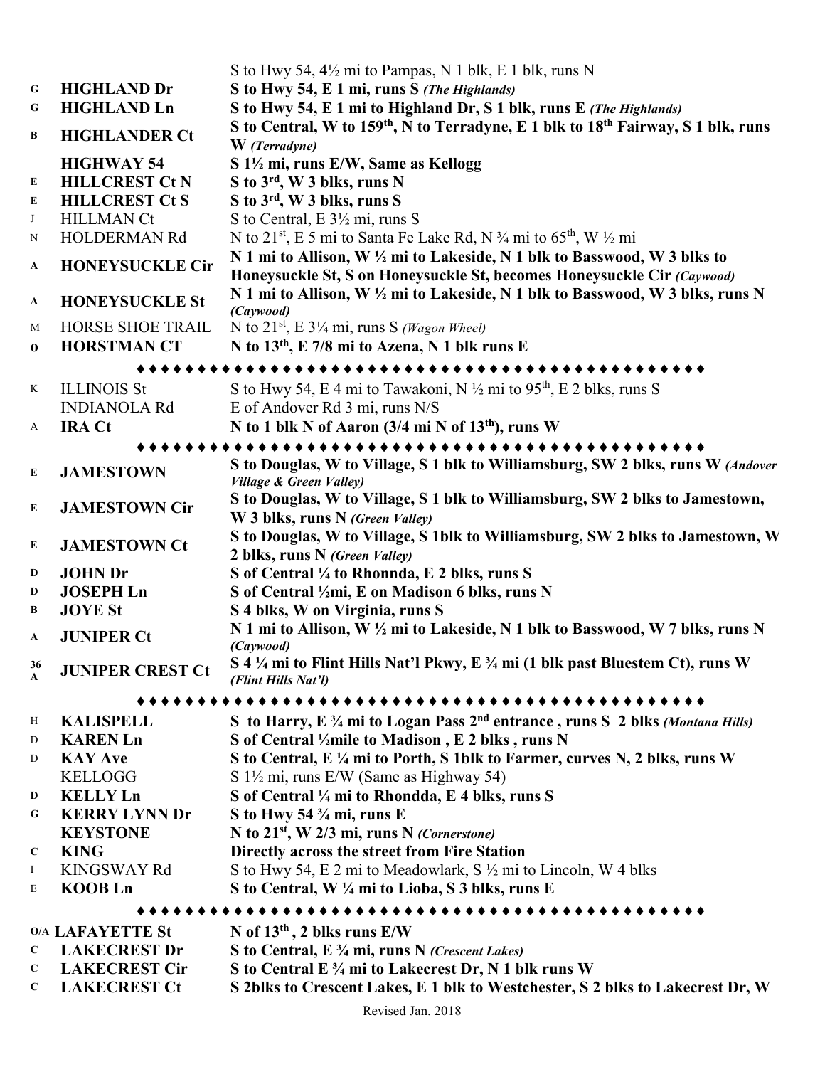| | | |
|---|---|---|
| | | S to Hwy 54, 4½ mi to Pampas, N 1 blk, E 1 blk, runs N |
| G | **HIGHLAND Dr** | **S to Hwy 54, E 1 mi, runs S** ***(The Highlands)*** |
| G | **HIGHLAND Ln** | **S to Hwy 54, E 1 mi to Highland Dr, S 1 blk, runs E** ***(The Highlands)*** |
| B | **HIGHLANDER Ct** | **S to Central, W to 159th, N to Terradyne, E 1 blk to 18th Fairway, S 1 blk, runs W** ***(Terradyne)*** |
| | **HIGHWAY 54** | **S 1½ mi, runs E/W, Same as Kellogg** |
| E | **HILLCREST Ct N** | **S to 3rd, W 3 blks, runs N** |
| E | **HILLCREST Ct S** | **S to 3rd, W 3 blks, runs S** |
| J | HILLMAN Ct | S to Central, E 3½ mi, runs S |
| N | HOLDERMAN Rd | N to 21st, E 5 mi to Santa Fe Lake Rd, N ¾ mi to 65th, W ½ mi |
| A | **HONEYSUCKLE Cir** | **N 1 mi to Allison, W ½ mi to Lakeside, N 1 blk to Basswood, W 3 blks to Honeysuckle St, S on Honeysuckle St, becomes Honeysuckle Cir** ***(Caywood)*** |
| A | **HONEYSUCKLE St** | **N 1 mi to Allison, W ½ mi to Lakeside, N 1 blk to Basswood, W 3 blks, runs N** ***(Caywood)*** |
| M | HORSE SHOE TRAIL | N to 21st, E 3¼ mi, runs S *(Wagon Wheel)* |
| O | **HORSTMAN CT** | **N to 13th, E 7/8 mi to Azena, N 1 blk runs E** |
| | ♦♦♦♦♦♦♦♦♦♦♦♦♦♦♦♦♦♦♦♦♦♦♦♦♦♦♦♦♦♦♦♦♦♦♦♦♦♦♦♦♦♦♦♦ | |
| K | ILLINOIS St | S to Hwy 54, E 4 mi to Tawakoni, N ½ mi to 95th, E 2 blks, runs S |
| | INDIANOLA Rd | E of Andover Rd 3 mi, runs N/S |
| A | **IRA Ct** | **N to 1 blk N of Aaron (3/4 mi N of 13th), runs W** |
| | ♦♦♦♦♦♦♦♦♦♦♦♦♦♦♦♦♦♦♦♦♦♦♦♦♦♦♦♦♦♦♦♦♦♦♦♦♦♦♦♦♦♦♦♦ | |
| E | **JAMESTOWN** | **S to Douglas, W to Village, S 1 blk to Williamsburg, SW 2 blks, runs W** ***(Andover Village & Green Valley)*** |
| E | **JAMESTOWN Cir** | **S to Douglas, W to Village, S 1 blk to Williamsburg, SW 2 blks to Jamestown, W 3 blks, runs N** ***(Green Valley)*** |
| E | **JAMESTOWN Ct** | **S to Douglas, W to Village, S 1blk to Williamsburg, SW 2 blks to Jamestown, W 2 blks, runs N** ***(Green Valley)*** |
| D | **JOHN Dr** | **S of Central ¼ to Rhonnda, E 2 blks, runs S** |
| D | **JOSEPH Ln** | **S of Central ½mi, E on Madison 6 blks, runs N** |
| B | **JOYE St** | **S 4 blks, W on Virginia, runs S** |
| A | **JUNIPER Ct** | **N 1 mi to Allison, W ½ mi to Lakeside, N 1 blk to Basswood, W 7 blks, runs N** ***(Caywood)*** |
| 36 A | **JUNIPER CREST Ct** | **S 4 ¼ mi to Flint Hills Nat'l Pkwy, E ¾ mi (1 blk past Bluestem Ct), runs W** ***(Flint Hills Nat'l)*** |
| | ♦♦♦♦♦♦♦♦♦♦♦♦♦♦♦♦♦♦♦♦♦♦♦♦♦♦♦♦♦♦♦♦♦♦♦♦♦♦♦♦♦♦♦♦ | |
| H | **KALISPELL** | **S to Harry, E ¾ mi to Logan Pass 2nd entrance , runs S 2 blks** ***(Montana Hills)*** |
| D | **KAREN Ln** | **S of Central ½mile to Madison , E 2 blks , runs N** |
| D | **KAY Ave** | **S to Central, E ¼ mi to Porth, S 1blk to Farmer, curves N, 2 blks, runs W** |
| | KELLOGG | S 1½ mi, runs E/W (Same as Highway 54) |
| D | **KELLY Ln** | **S of Central ¼ mi to Rhondda, E 4 blks, runs S** |
| G | **KERRY LYNN Dr** | **S to Hwy 54 ¾ mi, runs E** |
| | **KEYSTONE** | **N to 21st, W 2/3 mi, runs N** ***(Cornerstone)*** |
| C | **KING** | **Directly across the street from Fire Station** |
| I | KINGSWAY Rd | S to Hwy 54, E 2 mi to Meadowlark, S ½ mi to Lincoln, W 4 blks |
| E | **KOOB Ln** | **S to Central, W ¼ mi to Lioba, S 3 blks, runs E** |
| | ♦♦♦♦♦♦♦♦♦♦♦♦♦♦♦♦♦♦♦♦♦♦♦♦♦♦♦♦♦♦♦♦♦♦♦♦♦♦♦♦♦♦♦♦ | |
| O/A | **LAFAYETTE St** | **N of 13th , 2 blks runs E/W** |
| C | **LAKECREST Dr** | **S to Central, E ¾ mi, runs N** ***(Crescent Lakes)*** |
| C | **LAKECREST Cir** | **S to Central E ¾ mi to Lakecrest Dr, N 1 blk runs W** |
| C | **LAKECREST Ct** | **S 2blks to Crescent Lakes, E 1 blk to Westchester, S 2 blks to Lakecrest Dr, W** |

Revised Jan. 2018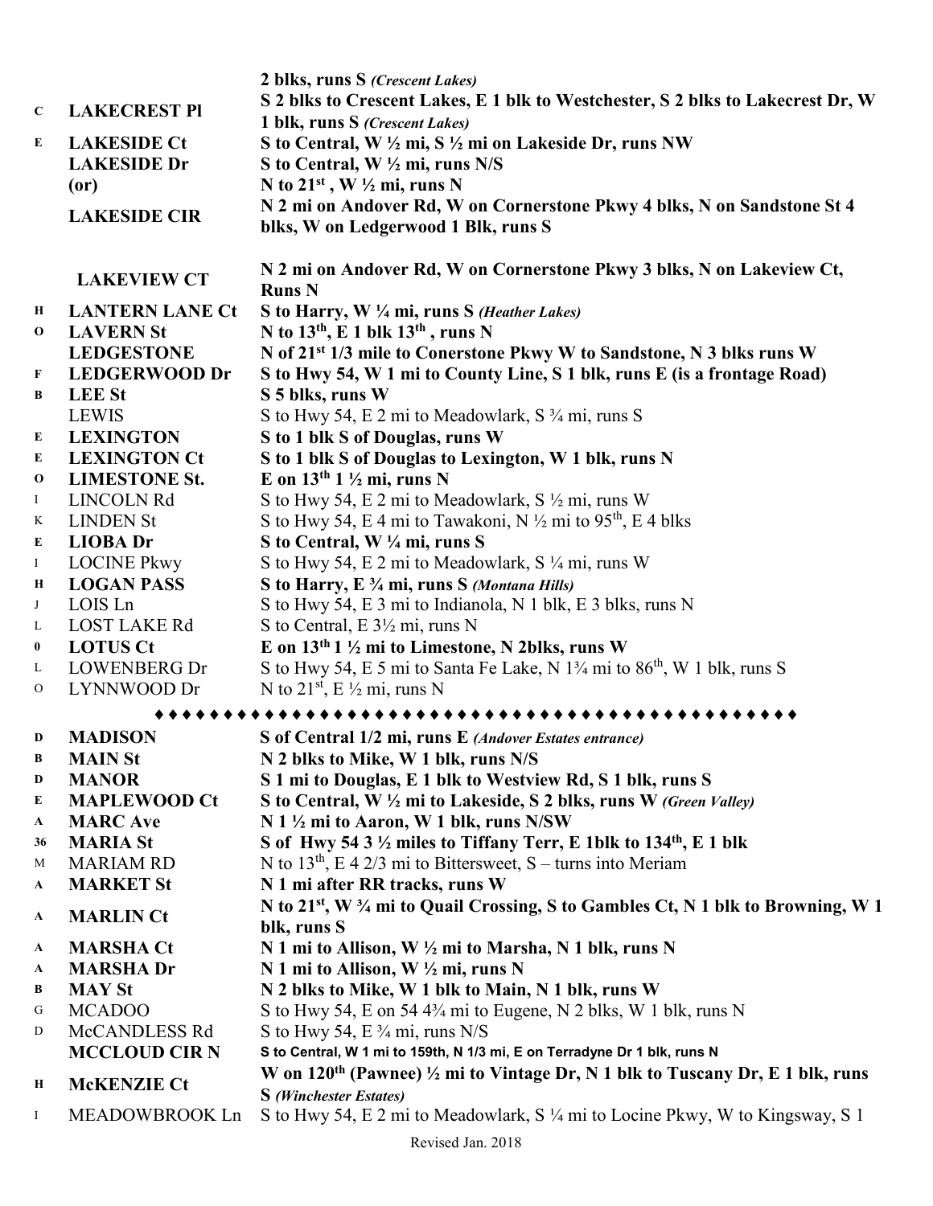| | | |
|---|---|---|
| | | **2 blks, runs S** ***(Crescent Lakes)*** |
| **C** | **LAKECREST Pl** | **S 2 blks to Crescent Lakes, E 1 blk to Westchester, S 2 blks to Lakecrest Dr, W 1 blk, runs S** ***(Crescent Lakes)*** |
| **E** | **LAKESIDE Ct** | **S to Central, W ½ mi, S ½ mi on Lakeside Dr, runs NW** |
| | **LAKESIDE Dr** | **S to Central, W ½ mi, runs N/S** |
| | **(or)** | **N to 21st , W ½ mi, runs N** |
| | **LAKESIDE CIR** | **N 2 mi on Andover Rd, W on Cornerstone Pkwy 4 blks, N on Sandstone St 4 blks, W on Ledgerwood 1 Blk, runs S** |
| | **LAKEVIEW CT** | **N 2 mi on Andover Rd, W on Cornerstone Pkwy 3 blks, N on Lakeview Ct, Runs N** |
| **H** | **LANTERN LANE Ct** | **S to Harry, W ¼ mi, runs S** ***(Heather Lakes)*** |
| **O** | **LAVERN St** | **N to 13th, E 1 blk 13th , runs N** |
| | **LEDGESTONE** | **N of 21st 1/3 mile to Conerstone Pkwy W to Sandstone, N 3 blks runs W** |
| **F** | **LEDGERWOOD Dr** | **S to Hwy 54, W 1 mi to County Line, S 1 blk, runs E (is a frontage Road)** |
| **B** | **LEE St** | **S 5 blks, runs W** |
| | LEWIS | S to Hwy 54, E 2 mi to Meadowlark, S ¾ mi, runs S |
| **E** | **LEXINGTON** | **S to 1 blk S of Douglas, runs W** |
| **E** | **LEXINGTON Ct** | **S to 1 blk S of Douglas to Lexington, W 1 blk, runs N** |
| **O** | **LIMESTONE St.** | **E on 13th 1 ½ mi, runs N** |
| I | LINCOLN Rd | S to Hwy 54, E 2 mi to Meadowlark, S ½ mi, runs W |
| K | LINDEN St | S to Hwy 54, E 4 mi to Tawakoni, N ½ mi to 95th, E 4 blks |
| **E** | **LIOBA Dr** | **S to Central, W ¼ mi, runs S** |
| I | LOCINE Pkwy | S to Hwy 54, E 2 mi to Meadowlark, S ¼ mi, runs W |
| **H** | **LOGAN PASS** | **S to Harry, E ¾ mi, runs S** ***(Montana Hills)*** |
| J | LOIS Ln | S to Hwy 54, E 3 mi to Indianola, N 1 blk, E 3 blks, runs N |
| L | LOST LAKE Rd | S to Central, E 3½ mi, runs N |
| **0** | **LOTUS Ct** | **E on 13th 1 ½ mi to Limestone, N 2blks, runs W** |
| L | LOWENBERG Dr | S to Hwy 54, E 5 mi to Santa Fe Lake, N 1¾ mi to 86th, W 1 blk, runs S |
| O | LYNNWOOD Dr | N to 21st, E ½ mi, runs N |

♦♦♦♦♦♦♦♦♦♦♦♦♦♦♦♦♦♦♦♦♦♦♦♦♦♦♦♦♦♦♦♦♦♦♦♦♦♦♦♦♦♦♦♦♦

| | | |
|---|---|---|
| **D** | **MADISON** | **S of Central 1/2 mi, runs E** ***(Andover Estates entrance)*** |
| **B** | **MAIN St** | **N 2 blks to Mike, W 1 blk, runs N/S** |
| **D** | **MANOR** | **S 1 mi to Douglas, E 1 blk to Westview Rd, S 1 blk, runs S** |
| **E** | **MAPLEWOOD Ct** | **S to Central, W ½ mi to Lakeside, S 2 blks, runs W** ***(Green Valley)*** |
| **A** | **MARC Ave** | **N 1 ½ mi to Aaron, W 1 blk, runs N/SW** |
| **36** | **MARIA St** | **S of Hwy 54 3 ½ miles to Tiffany Terr, E 1blk to 134th, E 1 blk** |
| M | MARIAM RD | N to 13th, E 4 2/3 mi to Bittersweet, S – turns into Meriam |
| **A** | **MARKET St** | **N 1 mi after RR tracks, runs W** |
| **A** | **MARLIN Ct** | **N to 21st, W ¾ mi to Quail Crossing, S to Gambles Ct, N 1 blk to Browning, W 1 blk, runs S** |
| **A** | **MARSHA Ct** | **N 1 mi to Allison, W ½ mi to Marsha, N 1 blk, runs N** |
| **A** | **MARSHA Dr** | **N 1 mi to Allison, W ½ mi, runs N** |
| **B** | **MAY St** | **N 2 blks to Mike, W 1 blk to Main, N 1 blk, runs W** |
| G | MCADOO | S to Hwy 54, E on 54 4¾ mi to Eugene, N 2 blks, W 1 blk, runs N |
| D | McCANDLESS Rd | S to Hwy 54, E ¾ mi, runs N/S |
| | **MCCLOUD CIR N** | **S to Central, W 1 mi to 159th, N 1/3 mi, E on Terradyne Dr 1 blk, runs N** |
| **H** | **McKENZIE Ct** | **W on 120th (Pawnee) ½ mi to Vintage Dr, N 1 blk to Tuscany Dr, E 1 blk, runs S** ***(Winchester Estates)*** |
| I | MEADOWBROOK Ln | S to Hwy 54, E 2 mi to Meadowlark, S ¼ mi to Locine Pkwy, W to Kingsway, S 1 |

Revised Jan. 2018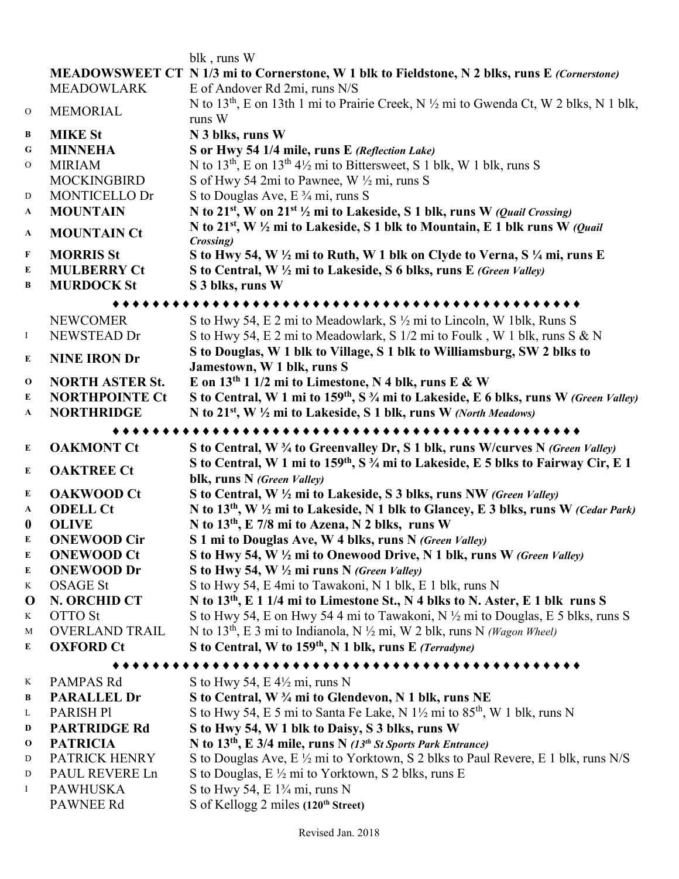| | | blk , runs W |
|---|---|---|
| | **MEADOWSWEET CT** | **N 1/3 mi to Cornerstone, W 1 blk to Fieldstone, N 2 blks, runs E** ***(Cornerstone)*** |
| | MEADOWLARK | E of Andover Rd 2mi, runs N/S |
| O | MEMORIAL | N to 13th, E on 13th 1 mi to Prairie Creek, N ½ mi to Gwenda Ct, W 2 blks, N 1 blk, runs W |
| **B** | **MIKE St** | **N 3 blks, runs W** |
| **G** | **MINNEHA** | **S or Hwy 54 1/4 mile, runs E** ***(Reflection Lake)*** |
| O | MIRIAM | N to 13th, E on 13th 4½ mi to Bittersweet, S 1 blk, W 1 blk, runs S |
| | MOCKINGBIRD | S of Hwy 54 2mi to Pawnee, W ½ mi, runs S |
| D | MONTICELLO Dr | S to Douglas Ave, E ¾ mi, runs S |
| **A** | **MOUNTAIN** | **N to 21st, W on 21st ½ mi to Lakeside, S 1 blk, runs W** ***(Quail Crossing)*** |
| **A** | **MOUNTAIN Ct** | **N to 21st, W ½ mi to Lakeside, S 1 blk to Mountain, E 1 blk runs W** ***(Quail Crossing)*** |
| **F** | **MORRIS St** | **S to Hwy 54, W ½ mi to Ruth, W 1 blk on Clyde to Verna, S ¼ mi, runs E** |
| **E** | **MULBERRY Ct** | **S to Central, W ½ mi to Lakeside, S 6 blks, runs E** ***(Green Valley)*** |
| **B** | **MURDOCK St** | **S 3 blks, runs W** |

♦♦♦♦♦♦♦♦♦♦♦♦♦♦♦♦♦♦♦♦♦♦♦♦♦♦♦♦♦♦♦♦♦♦♦♦♦♦♦♦♦♦♦♦♦♦

| | | |
|---|---|---|
| | NEWCOMER | S to Hwy 54, E 2 mi to Meadowlark, S ½ mi to Lincoln, W 1blk, Runs S |
| I | NEWSTEAD Dr | S to Hwy 54, E 2 mi to Meadowlark, S 1/2 mi to Foulk , W 1 blk, runs S & N |
| **E** | **NINE IRON Dr** | **S to Douglas, W 1 blk to Village, S 1 blk to Williamsburg, SW 2 blks to Jamestown, W 1 blk, runs S** |
| **O** | **NORTH ASTER St.** | **E on 13th 1 1/2 mi to Limestone, N 4 blk, runs E & W** |
| **E** | **NORTHPOINTE Ct** | **S to Central, W 1 mi to 159th, S ¾ mi to Lakeside, E 6 blks, runs W** ***(Green Valley)*** |
| **A** | **NORTHRIDGE** | **N to 21st, W ½ mi to Lakeside, S 1 blk, runs W** ***(North Meadows)*** |

♦♦♦♦♦♦♦♦♦♦♦♦♦♦♦♦♦♦♦♦♦♦♦♦♦♦♦♦♦♦♦♦♦♦♦♦♦♦♦♦♦♦♦♦♦♦

| | | |
|---|---|---|
| **E** | **OAKMONT Ct** | **S to Central, W ¾ to Greenvalley Dr, S 1 blk, runs W/curves N** ***(Green Valley)*** |
| **E** | **OAKTREE Ct** | **S to Central, W 1 mi to 159th, S ¾ mi to Lakeside, E 5 blks to Fairway Cir, E 1 blk, runs N** ***(Green Valley)*** |
| **E** | **OAKWOOD Ct** | **S to Central, W ½ mi to Lakeside, S 3 blks, runs NW** ***(Green Valley)*** |
| **A** | **ODELL Ct** | **N to 13th, W ½ mi to Lakeside, N 1 blk to Glancey, E 3 blks, runs W** ***(Cedar Park)*** |
| **0** | **OLIVE** | **N to 13th, E 7/8 mi to Azena, N 2 blks, runs W** |
| **E** | **ONEWOOD Cir** | **S 1 mi to Douglas Ave, W 4 blks, runs N** ***(Green Valley)*** |
| **E** | **ONEWOOD Ct** | **S to Hwy 54, W ½ mi to Onewood Drive, N 1 blk, runs W** ***(Green Valley)*** |
| **E** | **ONEWOOD Dr** | **S to Hwy 54, W ½ mi runs N** ***(Green Valley)*** |
| K | OSAGE St | S to Hwy 54, E 4mi to Tawakoni, N 1 blk, E 1 blk, runs N |
| **O** | **N. ORCHID CT** | **N to 13th, E 1 1/4 mi to Limestone St., N 4 blks to N. Aster, E 1 blk runs S** |
| K | OTTO St | S to Hwy 54, E on Hwy 54 4 mi to Tawakoni, N ½ mi to Douglas, E 5 blks, runs S |
| M | OVERLAND TRAIL | N to 13th, E 3 mi to Indianola, N ½ mi, W 2 blk, runs N *(Wagon Wheel)* |
| **E** | **OXFORD Ct** | **S to Central, W to 159th, N 1 blk, runs E** ***(Terradyne)*** |

♦♦♦♦♦♦♦♦♦♦♦♦♦♦♦♦♦♦♦♦♦♦♦♦♦♦♦♦♦♦♦♦♦♦♦♦♦♦♦♦♦♦♦♦♦♦

| | | |
|---|---|---|
| K | PAMPAS Rd | S to Hwy 54, E 4½ mi, runs N |
| **B** | **PARALLEL Dr** | **S to Central, W ¾ mi to Glendevon, N 1 blk, runs NE** |
| L | PARISH Pl | S to Hwy 54, E 5 mi to Santa Fe Lake, N 1½ mi to 85th, W 1 blk, runs N |
| **D** | **PARTRIDGE Rd** | **S to Hwy 54, W 1 blk to Daisy, S 3 blks, runs W** |
| **O** | **PATRICIA** | **N to 13th, E 3/4 mile, runs N** ***(13th St Sports Park Entrance)*** |
| D | PATRICK HENRY | S to Douglas Ave, E ½ mi to Yorktown, S 2 blks to Paul Revere, E 1 blk, runs N/S |
| D | PAUL REVERE Ln | S to Douglas, E ½ mi to Yorktown, S 2 blks, runs E |
| I | PAWHUSKA | S to Hwy 54, E 1¾ mi, runs N |
| | PAWNEE Rd | S of Kellogg 2 miles **(120th Street)** |

Revised Jan. 2018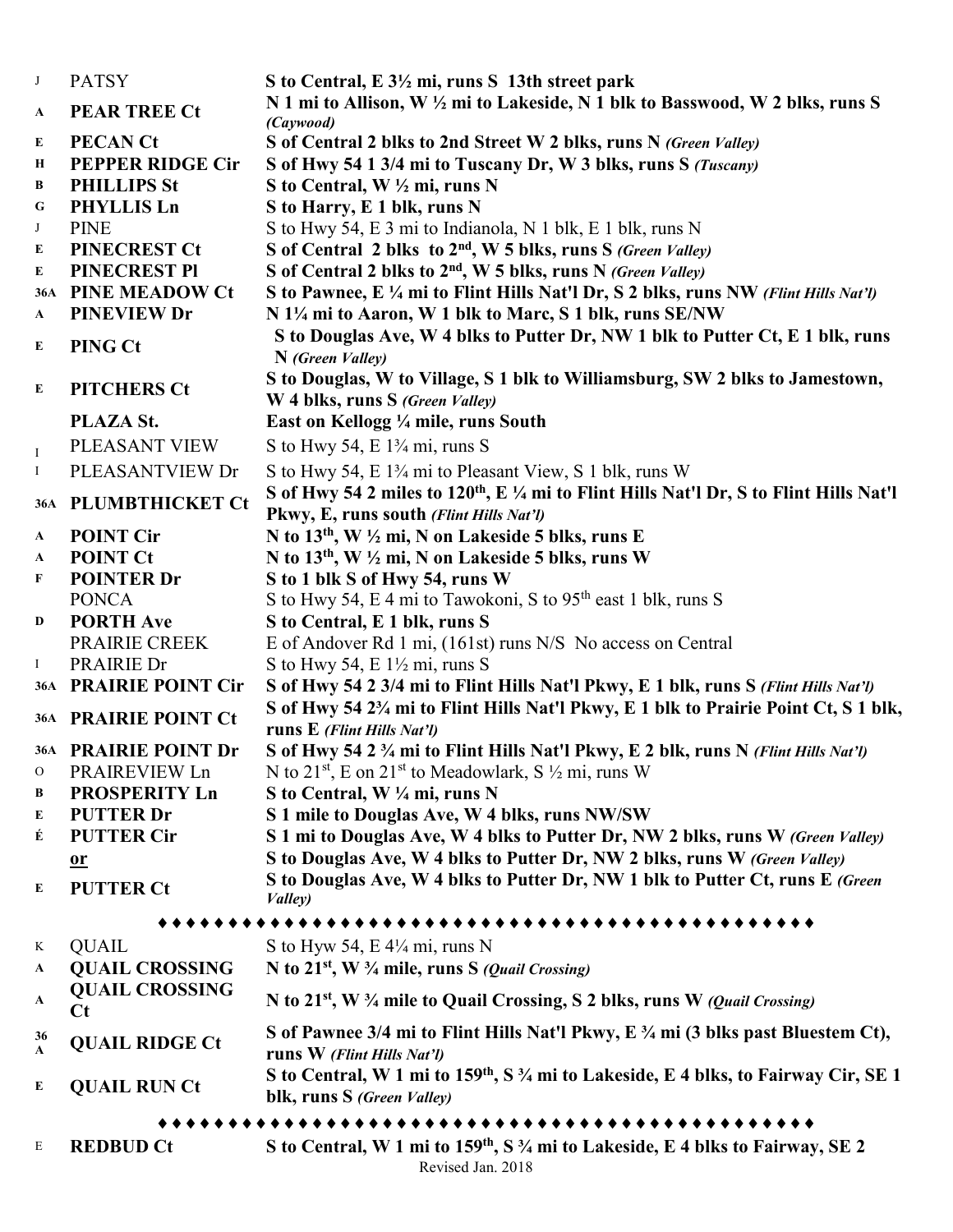| | | |
|---|---|---|
| J | PATSY | **S to Central, E 3½ mi, runs S 13th street park** |
| A | **PEAR TREE Ct** | **N 1 mi to Allison, W ½ mi to Lakeside, N 1 blk to Basswood, W 2 blks, runs S** ***(Caywood)*** |
| E | **PECAN Ct** | **S of Central 2 blks to 2nd Street W 2 blks, runs N** ***(Green Valley)*** |
| H | **PEPPER RIDGE Cir** | **S of Hwy 54 1 3/4 mi to Tuscany Dr, W 3 blks, runs S** ***(Tuscany)*** |
| B | **PHILLIPS St** | **S to Central, W ½ mi, runs N** |
| G | **PHYLLIS Ln** | **S to Harry, E 1 blk, runs N** |
| J | PINE | S to Hwy 54, E 3 mi to Indianola, N 1 blk, E 1 blk, runs N |
| E | **PINECREST Ct** | **S of Central 2 blks to 2nd, W 5 blks, runs S** ***(Green Valley)*** |
| E | **PINECREST Pl** | **S of Central 2 blks to 2nd, W 5 blks, runs N** ***(Green Valley)*** |
| 36A | **PINE MEADOW Ct** | **S to Pawnee, E ¼ mi to Flint Hills Nat'l Dr, S 2 blks, runs NW** ***(Flint Hills Nat'l)*** |
| A | **PINEVIEW Dr** | **N 1¼ mi to Aaron, W 1 blk to Marc, S 1 blk, runs SE/NW** |
| E | **PING Ct** | **S to Douglas Ave, W 4 blks to Putter Dr, NW 1 blk to Putter Ct, E 1 blk, runs N** ***(Green Valley)*** |
| E | **PITCHERS Ct** | **S to Douglas, W to Village, S 1 blk to Williamsburg, SW 2 blks to Jamestown, W 4 blks, runs S** ***(Green Valley)*** |
| | **PLAZA St.** | **East on Kellogg ¼ mile, runs South** |
| I | PLEASANT VIEW | S to Hwy 54, E 1¾ mi, runs S |
| I | PLEASANTVIEW Dr | S to Hwy 54, E 1¾ mi to Pleasant View, S 1 blk, runs W |
| 36A | **PLUMBTHICKET Ct** | **S of Hwy 54 2 miles to 120th, E ¼ mi to Flint Hills Nat'l Dr, S to Flint Hills Nat'l Pkwy, E, runs south** ***(Flint Hills Nat'l)*** |
| A | **POINT Cir** | **N to 13th, W ½ mi, N on Lakeside 5 blks, runs E** |
| A | **POINT Ct** | **N to 13th, W ½ mi, N on Lakeside 5 blks, runs W** |
| F | **POINTER Dr** | **S to 1 blk S of Hwy 54, runs W** |
| | PONCA | S to Hwy 54, E 4 mi to Tawokoni, S to 95th east 1 blk, runs S |
| D | **PORTH Ave** | **S to Central, E 1 blk, runs S** |
| | PRAIRIE CREEK | E of Andover Rd 1 mi, (161st) runs N/S No access on Central |
| I | PRAIRIE Dr | S to Hwy 54, E 1½ mi, runs S |
| 36A | **PRAIRIE POINT Cir** | **S of Hwy 54 2 3/4 mi to Flint Hills Nat'l Pkwy, E 1 blk, runs S** ***(Flint Hills Nat'l)*** |
| 36A | **PRAIRIE POINT Ct** | **S of Hwy 54 2¾ mi to Flint Hills Nat'l Pkwy, E 1 blk to Prairie Point Ct, S 1 blk, runs E** ***(Flint Hills Nat'l)*** |
| 36A | **PRAIRIE POINT Dr** | **S of Hwy 54 2 ¾ mi to Flint Hills Nat'l Pkwy, E 2 blk, runs N** ***(Flint Hills Nat'l)*** |
| O | PRAIREVIEW Ln | N to 21st, E on 21st to Meadowlark, S ½ mi, runs W |
| B | **PROSPERITY Ln** | **S to Central, W ¼ mi, runs N** |
| E | **PUTTER Dr** | **S 1 mile to Douglas Ave, W 4 blks, runs NW/SW** |
| É | **PUTTER Cir** | **S 1 mi to Douglas Ave, W 4 blks to Putter Dr, NW 2 blks, runs W** ***(Green Valley)*** |
| | **or** | **S to Douglas Ave, W 4 blks to Putter Dr, NW 2 blks, runs W** ***(Green Valley)*** |
| E | **PUTTER Ct** | **S to Douglas Ave, W 4 blks to Putter Dr, NW 1 blk to Putter Ct, runs E** ***(Green Valley)*** |

♦♦♦♦♦♦♦♦♦♦♦♦♦♦♦♦♦♦♦♦♦♦♦♦♦♦♦♦♦♦♦♦♦♦♦♦♦♦♦♦♦♦♦♦♦

| | | |
|---|---|---|
| K | QUAIL | S to Hyw 54, E 4¼ mi, runs N |
| A | **QUAIL CROSSING** | **N to 21st, W ¾ mile, runs S** ***(Quail Crossing)*** |
| A | **QUAIL CROSSING Ct** | **N to 21st, W ¾ mile to Quail Crossing, S 2 blks, runs W** ***(Quail Crossing)*** |
| 36 A | **QUAIL RIDGE Ct** | **S of Pawnee 3/4 mi to Flint Hills Nat'l Pkwy, E ¾ mi (3 blks past Bluestem Ct), runs W** ***(Flint Hills Nat'l)*** |
| E | **QUAIL RUN Ct** | **S to Central, W 1 mi to 159th, S ¾ mi to Lakeside, E 4 blks, to Fairway Cir, SE 1 blk, runs S** ***(Green Valley)*** |

♦♦♦♦♦♦♦♦♦♦♦♦♦♦♦♦♦♦♦♦♦♦♦♦♦♦♦♦♦♦♦♦♦♦♦♦♦♦♦♦♦♦♦♦♦

| | | |
|---|---|---|
| E | **REDBUD Ct** | **S to Central, W 1 mi to 159th, S ¾ mi to Lakeside, E 4 blks to Fairway, SE 2** |

Revised Jan. 2018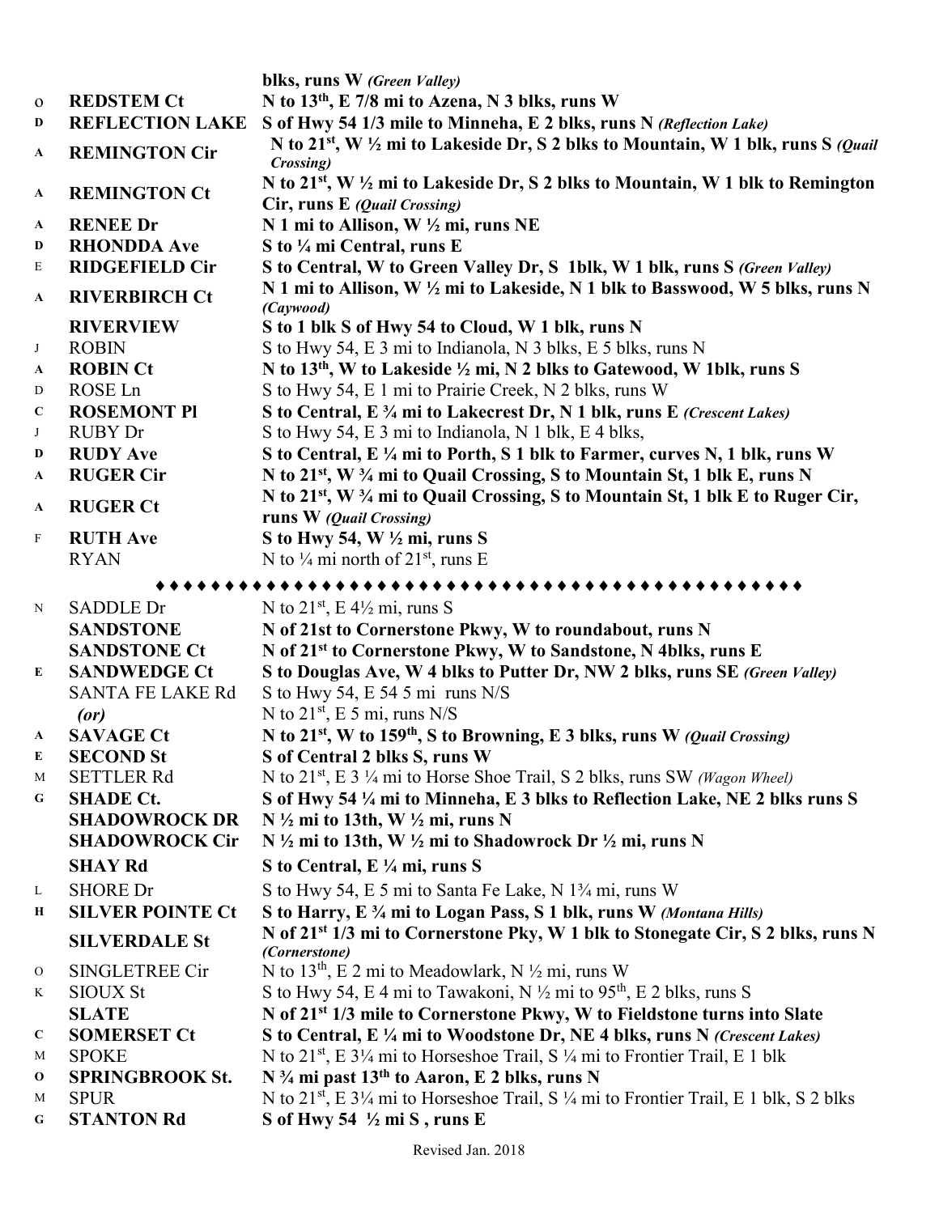| | | |
|---|---|---|
| | | **blks, runs W** ***(Green Valley)*** |
| O | **REDSTEM Ct** | **N to 13th, E 7/8 mi to Azena, N 3 blks, runs W** |
| D | **REFLECTION LAKE** | **S of Hwy 54 1/3 mile to Minneha, E 2 blks, runs N** ***(Reflection Lake)*** |
| A | **REMINGTON Cir** | **N to 21st, W ½ mi to Lakeside Dr, S 2 blks to Mountain, W 1 blk, runs S** ***(Quail Crossing)*** |
| A | **REMINGTON Ct** | **N to 21st, W ½ mi to Lakeside Dr, S 2 blks to Mountain, W 1 blk to Remington Cir, runs E** ***(Quail Crossing)*** |
| A | **RENEE Dr** | **N 1 mi to Allison, W ½ mi, runs NE** |
| D | **RHONDDA Ave** | **S to ¼ mi Central, runs E** |
| E | **RIDGEFIELD Cir** | **S to Central, W to Green Valley Dr, S 1blk, W 1 blk, runs S** ***(Green Valley)*** |
| A | **RIVERBIRCH Ct** | **N 1 mi to Allison, W ½ mi to Lakeside, N 1 blk to Basswood, W 5 blks, runs N** ***(Caywood)*** |
| | **RIVERVIEW** | **S to 1 blk S of Hwy 54 to Cloud, W 1 blk, runs N** |
| J | ROBIN | S to Hwy 54, E 3 mi to Indianola, N 3 blks, E 5 blks, runs N |
| A | **ROBIN Ct** | **N to 13th, W to Lakeside ½ mi, N 2 blks to Gatewood, W 1blk, runs S** |
| D | ROSE Ln | S to Hwy 54, E 1 mi to Prairie Creek, N 2 blks, runs W |
| C | **ROSEMONT Pl** | **S to Central, E ¾ mi to Lakecrest Dr, N 1 blk, runs E** ***(Crescent Lakes)*** |
| J | RUBY Dr | S to Hwy 54, E 3 mi to Indianola, N 1 blk, E 4 blks, |
| D | **RUDY Ave** | **S to Central, E ¼ mi to Porth, S 1 blk to Farmer, curves N, 1 blk, runs W** |
| A | **RUGER Cir** | **N to 21st, W ¾ mi to Quail Crossing, S to Mountain St, 1 blk E, runs N** |
| A | **RUGER Ct** | **N to 21st, W ¾ mi to Quail Crossing, S to Mountain St, 1 blk E to Ruger Cir, runs W** ***(Quail Crossing)*** |
| F | **RUTH Ave** | **S to Hwy 54, W ½ mi, runs S** |
| | RYAN | N to ¼ mi north of 21st, runs E |

♦♦♦♦♦♦♦♦♦♦♦♦♦♦♦♦♦♦♦♦♦♦♦♦♦♦♦♦♦♦♦♦♦♦♦♦♦♦♦♦♦♦♦♦♦♦

| | | |
|---|---|---|
| N | SADDLE Dr | N to 21st, E 4½ mi, runs S |
| | **SANDSTONE** | **N of 21st to Cornerstone Pkwy, W to roundabout, runs N** |
| | **SANDSTONE Ct** | **N of 21st to Cornerstone Pkwy, W to Sandstone, N 4blks, runs E** |
| E | **SANDWEDGE Ct** | **S to Douglas Ave, W 4 blks to Putter Dr, NW 2 blks, runs SE** ***(Green Valley)*** |
| | SANTA FE LAKE Rd | S to Hwy 54, E 54 5 mi runs N/S |
| | ***(or)*** | N to 21st, E 5 mi, runs N/S |
| A | **SAVAGE Ct** | **N to 21st, W to 159th, S to Browning, E 3 blks, runs W** ***(Quail Crossing)*** |
| E | **SECOND St** | **S of Central 2 blks S, runs W** |
| M | SETTLER Rd | N to 21st, E 3 ¼ mi to Horse Shoe Trail, S 2 blks, runs SW *(Wagon Wheel)* |
| G | **SHADE Ct.** | **S of Hwy 54 ¼ mi to Minneha, E 3 blks to Reflection Lake, NE 2 blks runs S** |
| | **SHADOWROCK DR** | **N ½ mi to 13th, W ½ mi, runs N** |
| | **SHADOWROCK Cir** | **N ½ mi to 13th, W ½ mi to Shadowrock Dr ½ mi, runs N** |
| | **SHAY Rd** | **S to Central, E ¼ mi, runs S** |
| L | SHORE Dr | S to Hwy 54, E 5 mi to Santa Fe Lake, N 1¾ mi, runs W |
| H | **SILVER POINTE Ct** | **S to Harry, E ¾ mi to Logan Pass, S 1 blk, runs W** ***(Montana Hills)*** |
| | **SILVERDALE St** | **N of 21st 1/3 mi to Cornerstone Pky, W 1 blk to Stonegate Cir, S 2 blks, runs N** ***(Cornerstone)*** |
| O | SINGLETREE Cir | N to 13th, E 2 mi to Meadowlark, N ½ mi, runs W |
| K | SIOUX St | S to Hwy 54, E 4 mi to Tawakoni, N ½ mi to 95th, E 2 blks, runs S |
| | **SLATE** | **N of 21st 1/3 mile to Cornerstone Pkwy, W to Fieldstone turns into Slate** |
| C | **SOMERSET Ct** | **S to Central, E ¼ mi to Woodstone Dr, NE 4 blks, runs N** ***(Crescent Lakes)*** |
| M | SPOKE | N to 21st, E 3¼ mi to Horseshoe Trail, S ¼ mi to Frontier Trail, E 1 blk |
| O | **SPRINGBROOK St.** | **N ¾ mi past 13th to Aaron, E 2 blks, runs N** |
| M | SPUR | N to 21st, E 3¼ mi to Horseshoe Trail, S ¼ mi to Frontier Trail, E 1 blk, S 2 blks |
| G | **STANTON Rd** | **S of Hwy 54 ½ mi S , runs E** |

Revised Jan. 2018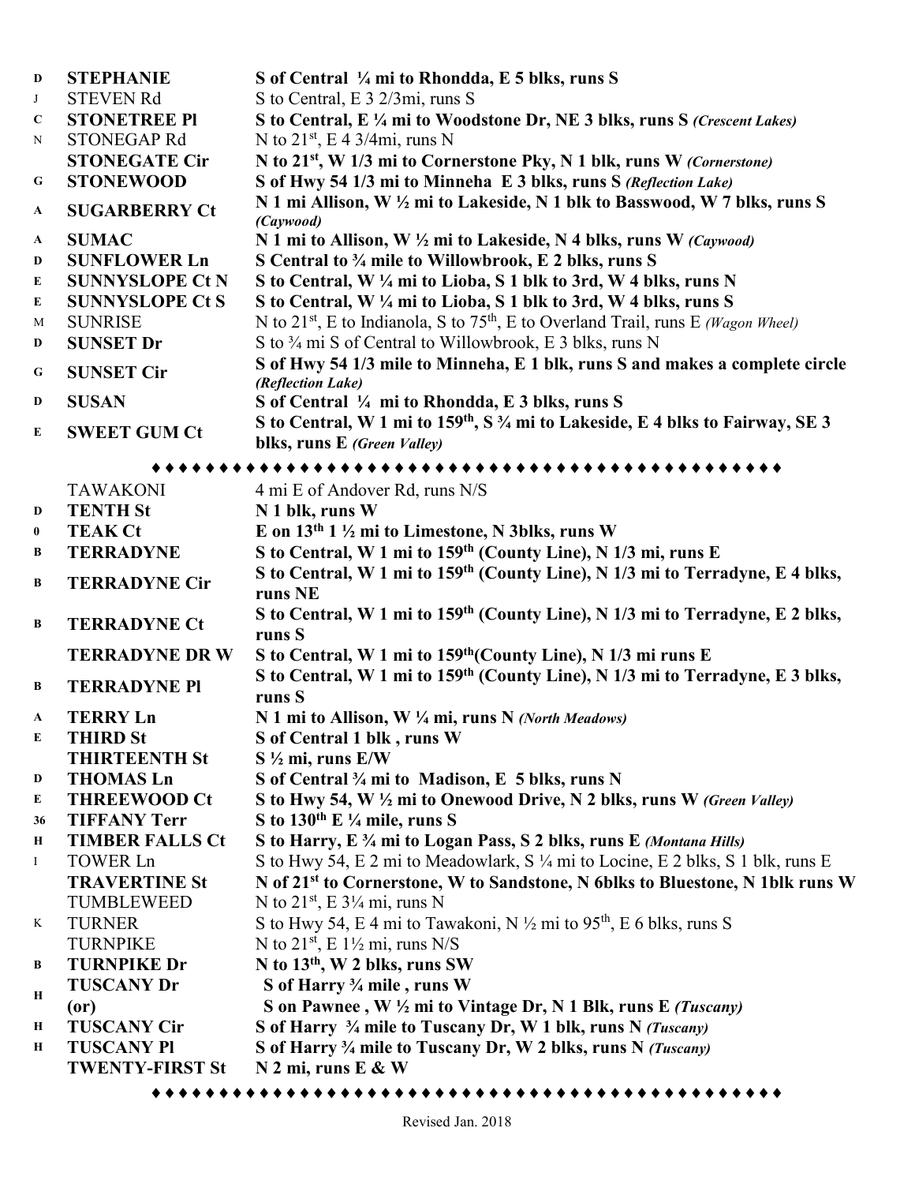| | | |
|---|---|---|
| D | **STEPHANIE** | **S of Central ¼ mi to Rhondda, E 5 blks, runs S** |
| J | STEVEN Rd | S to Central, E 3 2/3mi, runs S |
| C | **STONETREE Pl** | **S to Central, E ¼ mi to Woodstone Dr, NE 3 blks, runs S *(Crescent Lakes)*** |
| N | STONEGAP Rd | N to 21st, E 4 3/4mi, runs N |
| | **STONEGATE Cir** | **N to 21st, W 1/3 mi to Cornerstone Pky, N 1 blk, runs W *(Cornerstone)*** |
| G | **STONEWOOD** | **S of Hwy 54 1/3 mi to Minneha E 3 blks, runs S *(Reflection Lake)*** |
| A | **SUGARBERRY Ct** | **N 1 mi Allison, W ½ mi to Lakeside, N 1 blk to Basswood, W 7 blks, runs S *(Caywood)*** |
| A | **SUMAC** | **N 1 mi to Allison, W ½ mi to Lakeside, N 4 blks, runs W *(Caywood)*** |
| D | **SUNFLOWER Ln** | **S Central to ¾ mile to Willowbrook, E 2 blks, runs S** |
| E | **SUNNYSLOPE Ct N** | **S to Central, W ¼ mi to Lioba, S 1 blk to 3rd, W 4 blks, runs N** |
| E | **SUNNYSLOPE Ct S** | **S to Central, W ¼ mi to Lioba, S 1 blk to 3rd, W 4 blks, runs S** |
| M | SUNRISE | N to 21st, E to Indianola, S to 75th, E to Overland Trail, runs E *(Wagon Wheel)* |
| D | **SUNSET Dr** | S to ¾ mi S of Central to Willowbrook, E 3 blks, runs N |
| G | **SUNSET Cir** | **S of Hwy 54 1/3 mile to Minneha, E 1 blk, runs S and makes a complete circle *(Reflection Lake)*** |
| D | **SUSAN** | **S of Central ¼ mi to Rhondda, E 3 blks, runs S** |
| E | **SWEET GUM Ct** | **S to Central, W 1 mi to 159th, S ¾ mi to Lakeside, E 4 blks to Fairway, SE 3 blks, runs E *(Green Valley)*** |

♦♦♦♦♦♦♦♦♦♦♦♦♦♦♦♦♦♦♦♦♦♦♦♦♦♦♦♦♦♦♦♦♦♦♦♦♦♦♦♦♦♦♦♦♦

| | | |
|---|---|---|
| | TAWAKONI | 4 mi E of Andover Rd, runs N/S |
| D | **TENTH St** | **N 1 blk, runs W** |
| 0 | **TEAK Ct** | **E on 13th 1 ½ mi to Limestone, N 3blks, runs W** |
| B | **TERRADYNE** | **S to Central, W 1 mi to 159th (County Line), N 1/3 mi, runs E** |
| B | **TERRADYNE Cir** | **S to Central, W 1 mi to 159th (County Line), N 1/3 mi to Terradyne, E 4 blks, runs NE** |
| B | **TERRADYNE Ct** | **S to Central, W 1 mi to 159th (County Line), N 1/3 mi to Terradyne, E 2 blks, runs S** |
| | **TERRADYNE DR W** | **S to Central, W 1 mi to 159th(County Line), N 1/3 mi runs E** |
| B | **TERRADYNE Pl** | **S to Central, W 1 mi to 159th (County Line), N 1/3 mi to Terradyne, E 3 blks, runs S** |
| A | **TERRY Ln** | **N 1 mi to Allison, W ¼ mi, runs N *(North Meadows)*** |
| E | **THIRD St** | **S of Central 1 blk , runs W** |
| | **THIRTEENTH St** | **S ½ mi, runs E/W** |
| D | **THOMAS Ln** | **S of Central ¾ mi to Madison, E 5 blks, runs N** |
| E | **THREEWOOD Ct** | **S to Hwy 54, W ½ mi to Onewood Drive, N 2 blks, runs W *(Green Valley)*** |
| 36 | **TIFFANY Terr** | **S to 130th E ¼ mile, runs S** |
| H | **TIMBER FALLS Ct** | **S to Harry, E ¾ mi to Logan Pass, S 2 blks, runs E *(Montana Hills)*** |
| I | TOWER Ln | S to Hwy 54, E 2 mi to Meadowlark, S ¼ mi to Locine, E 2 blks, S 1 blk, runs E |
| | **TRAVERTINE St** | **N of 21st to Cornerstone, W to Sandstone, N 6blks to Bluestone, N 1blk runs W** |
| | TUMBLEWEED | N to 21st, E 3¼ mi, runs N |
| K | TURNER | S to Hwy 54, E 4 mi to Tawakoni, N ½ mi to 95th, E 6 blks, runs S |
| | TURNPIKE | N to 21st, E 1½ mi, runs N/S |
| B | **TURNPIKE Dr** | **N to 13th, W 2 blks, runs SW** |
| H | **TUSCANY Dr (or)** | **S of Harry ¾ mile , runs W<br>S on Pawnee , W ½ mi to Vintage Dr, N 1 Blk, runs E *(Tuscany)*** |
| H | **TUSCANY Cir** | **S of Harry ¾ mile to Tuscany Dr, W 1 blk, runs N *(Tuscany)*** |
| H | **TUSCANY Pl** | **S of Harry ¾ mile to Tuscany Dr, W 2 blks, runs N *(Tuscany)*** |
| | **TWENTY-FIRST St** | **N 2 mi, runs E & W** |

♦♦♦♦♦♦♦♦♦♦♦♦♦♦♦♦♦♦♦♦♦♦♦♦♦♦♦♦♦♦♦♦♦♦♦♦♦♦♦♦♦♦♦♦♦

Revised Jan. 2018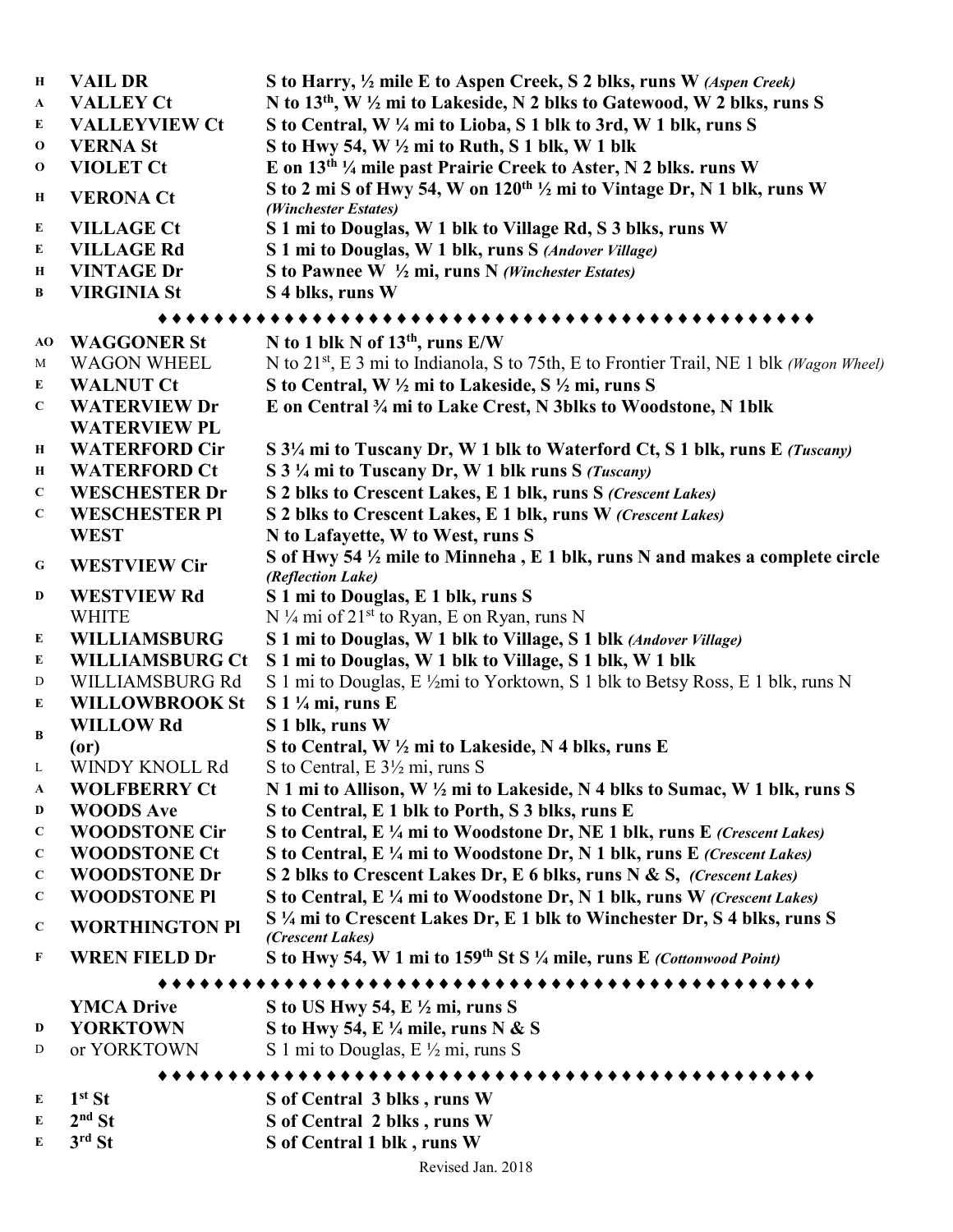| | | |
|---|---|---|
| **H** | **VAIL DR** | **S to Harry, ½ mile E to Aspen Creek, S 2 blks, runs W** ***(Aspen Creek)*** |
| **A** | **VALLEY Ct** | **N to 13th, W ½ mi to Lakeside, N 2 blks to Gatewood, W 2 blks, runs S** |
| **E** | **VALLEYVIEW Ct** | **S to Central, W ¼ mi to Lioba, S 1 blk to 3rd, W 1 blk, runs S** |
| **O** | **VERNA St** | **S to Hwy 54, W ½ mi to Ruth, S 1 blk, W 1 blk** |
| **O** | **VIOLET Ct** | **E on 13th ¼ mile past Prairie Creek to Aster, N 2 blks. runs W** |
| **H** | **VERONA Ct** | **S to 2 mi S of Hwy 54, W on 120th ½ mi to Vintage Dr, N 1 blk, runs W** ***(Winchester Estates)*** |
| **E** | **VILLAGE Ct** | **S 1 mi to Douglas, W 1 blk to Village Rd, S 3 blks, runs W** |
| **E** | **VILLAGE Rd** | **S 1 mi to Douglas, W 1 blk, runs S** ***(Andover Village)*** |
| **H** | **VINTAGE Dr** | **S to Pawnee W ½ mi, runs N** ***(Winchester Estates)*** |
| **B** | **VIRGINIA St** | **S 4 blks, runs W** |

♦♦♦♦♦♦♦♦♦♦♦♦♦♦♦♦♦♦♦♦♦♦♦♦♦♦♦♦♦♦♦♦♦♦♦♦♦♦♦♦♦♦♦♦♦

| | | |
|---|---|---|
| **AO** | **WAGGONER St** | **N to 1 blk N of 13th, runs E/W** |
| M | WAGON WHEEL | N to 21st, E 3 mi to Indianola, S to 75th, E to Frontier Trail, NE 1 blk *(Wagon Wheel)* |
| **E** | **WALNUT Ct** | **S to Central, W ½ mi to Lakeside, S ½ mi, runs S** |
| **C** | **WATERVIEW Dr WATERVIEW PL** | **E on Central ¾ mi to Lake Crest, N 3blks to Woodstone, N 1blk** |
| **H** | **WATERFORD Cir** | **S 3¼ mi to Tuscany Dr, W 1 blk to Waterford Ct, S 1 blk, runs E** ***(Tuscany)*** |
| **H** | **WATERFORD Ct** | **S 3 ¼ mi to Tuscany Dr, W 1 blk runs S** ***(Tuscany)*** |
| **C** | **WESCHESTER Dr** | **S 2 blks to Crescent Lakes, E 1 blk, runs S** ***(Crescent Lakes)*** |
| **C** | **WESCHESTER Pl** | **S 2 blks to Crescent Lakes, E 1 blk, runs W** ***(Crescent Lakes)*** |
| | **WEST** | **N to Lafayette, W to West, runs S** |
| **G** | **WESTVIEW Cir** | **S of Hwy 54 ½ mile to Minneha , E 1 blk, runs N and makes a complete circle** ***(Reflection Lake)*** |
| **D** | **WESTVIEW Rd** | **S 1 mi to Douglas, E 1 blk, runs S** |
| | WHITE | N ¼ mi of 21st to Ryan, E on Ryan, runs N |
| **E** | **WILLIAMSBURG** | **S 1 mi to Douglas, W 1 blk to Village, S 1 blk** ***(Andover Village)*** |
| **E** | **WILLIAMSBURG Ct** | **S 1 mi to Douglas, W 1 blk to Village, S 1 blk, W 1 blk** |
| D | WILLIAMSBURG Rd | S 1 mi to Douglas, E ½mi to Yorktown, S 1 blk to Betsy Ross, E 1 blk, runs N |
| **E** | **WILLOWBROOK St** | **S 1 ¼ mi, runs E** |
| **B** | **WILLOW Rd (or)** | **S 1 blk, runs W / S to Central, W ½ mi to Lakeside, N 4 blks, runs E** |
| L | WINDY KNOLL Rd | S to Central, E 3½ mi, runs S |
| **A** | **WOLFBERRY Ct** | **N 1 mi to Allison, W ½ mi to Lakeside, N 4 blks to Sumac, W 1 blk, runs S** |
| **D** | **WOODS Ave** | **S to Central, E 1 blk to Porth, S 3 blks, runs E** |
| **C** | **WOODSTONE Cir** | **S to Central, E ¼ mi to Woodstone Dr, NE 1 blk, runs E** ***(Crescent Lakes)*** |
| **C** | **WOODSTONE Ct** | **S to Central, E ¼ mi to Woodstone Dr, N 1 blk, runs E** ***(Crescent Lakes)*** |
| **C** | **WOODSTONE Dr** | **S 2 blks to Crescent Lakes Dr, E 6 blks, runs N & S,** ***(Crescent Lakes)*** |
| **C** | **WOODSTONE Pl** | **S to Central, E ¼ mi to Woodstone Dr, N 1 blk, runs W** ***(Crescent Lakes)*** |
| **C** | **WORTHINGTON Pl** | **S ¼ mi to Crescent Lakes Dr, E 1 blk to Winchester Dr, S 4 blks, runs S** ***(Crescent Lakes)*** |
| **F** | **WREN FIELD Dr** | **S to Hwy 54, W 1 mi to 159th St S ¼ mile, runs E** ***(Cottonwood Point)*** |

♦♦♦♦♦♦♦♦♦♦♦♦♦♦♦♦♦♦♦♦♦♦♦♦♦♦♦♦♦♦♦♦♦♦♦♦♦♦♦♦♦♦♦♦♦

| | | |
|---|---|---|
| | **YMCA Drive** | **S to US Hwy 54, E ½ mi, runs S** |
| **D** | **YORKTOWN** | **S to Hwy 54, E ¼ mile, runs N & S** |
| D | or YORKTOWN | S 1 mi to Douglas, E ½ mi, runs S |

♦♦♦♦♦♦♦♦♦♦♦♦♦♦♦♦♦♦♦♦♦♦♦♦♦♦♦♦♦♦♦♦♦♦♦♦♦♦♦♦♦♦♦♦♦

| | | |
|---|---|---|
| **E** | **1st St** | **S of Central 3 blks , runs W** |
| **E** | **2nd St** | **S of Central 2 blks , runs W** |
| **E** | **3rd St** | **S of Central 1 blk , runs W** |

Revised Jan. 2018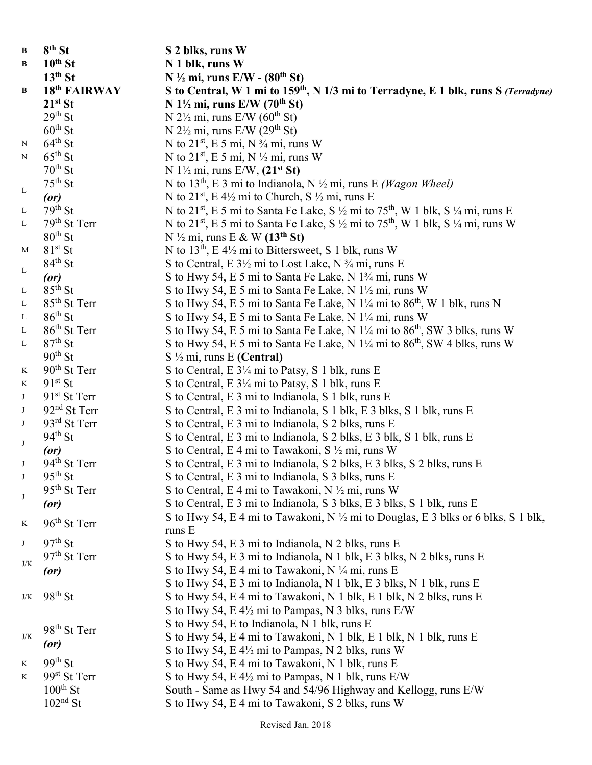| | | |
|---|---|---|
| B | **8th St** | **S 2 blks, runs W** |
| B | **10th St** | **N 1 blk, runs W** |
| | **13th St** | **N ½ mi, runs E/W - (80th St)** |
| B | **18th FAIRWAY** | **S to Central, W 1 mi to 159th, N 1/3 mi to Terradyne, E 1 blk, runs S *(Terradyne)*** |
| | **21st St** | **N 1½ mi, runs E/W (70th St)** |
| | 29th St | N 2½ mi, runs E/W (60th St) |
| | 60th St | N 2½ mi, runs E/W (29th St) |
| N | 64th St | N to 21st, E 5 mi, N ¾ mi, runs W |
| N | 65th St | N to 21st, E 5 mi, N ½ mi, runs W |
| | 70th St | N 1½ mi, runs E/W, **(21st St)** |
| L | 75th St | N to 13th, E 3 mi to Indianola, N ½ mi, runs E *(Wagon Wheel)* |
| | ***(or)*** | N to 21st, E 4½ mi to Church, S ½ mi, runs E |
| L | 79th St | N to 21st, E 5 mi to Santa Fe Lake, S ½ mi to 75th, W 1 blk, S ¼ mi, runs E |
| L | 79th St Terr | N to 21st, E 5 mi to Santa Fe Lake, S ½ mi to 75th, W 1 blk, S ¼ mi, runs W |
| | 80th St | N ½ mi, runs E & W **(13th St)** |
| M | 81st St | N to 13th, E 4½ mi to Bittersweet, S 1 blk, runs W |
| L | 84th St | S to Central, E 3½ mi to Lost Lake, N ¾ mi, runs E |
| | ***(or)*** | S to Hwy 54, E 5 mi to Santa Fe Lake, N 1¾ mi, runs W |
| L | 85th St | S to Hwy 54, E 5 mi to Santa Fe Lake, N 1½ mi, runs W |
| L | 85th St Terr | S to Hwy 54, E 5 mi to Santa Fe Lake, N 1¼ mi to 86th, W 1 blk, runs N |
| L | 86th St | S to Hwy 54, E 5 mi to Santa Fe Lake, N 1¼ mi, runs W |
| L | 86th St Terr | S to Hwy 54, E 5 mi to Santa Fe Lake, N 1¼ mi to 86th, SW 3 blks, runs W |
| L | 87th St | S to Hwy 54, E 5 mi to Santa Fe Lake, N 1¼ mi to 86th, SW 4 blks, runs W |
| | 90th St | S ½ mi, runs E **(Central)** |
| K | 90th St Terr | S to Central, E 3¼ mi to Patsy, S 1 blk, runs E |
| K | 91st St | S to Central, E 3¼ mi to Patsy, S 1 blk, runs E |
| J | 91st St Terr | S to Central, E 3 mi to Indianola, S 1 blk, runs E |
| J | 92nd St Terr | S to Central, E 3 mi to Indianola, S 1 blk, E 3 blks, S 1 blk, runs E |
| J | 93rd St Terr | S to Central, E 3 mi to Indianola, S 2 blks, runs E |
| J | 94th St | S to Central, E 3 mi to Indianola, S 2 blks, E 3 blk, S 1 blk, runs E |
| | ***(or)*** | S to Central, E 4 mi to Tawakoni, S ½ mi, runs W |
| J | 94th St Terr | S to Central, E 3 mi to Indianola, S 2 blks, E 3 blks, S 2 blks, runs E |
| J | 95th St | S to Central, E 3 mi to Indianola, S 3 blks, runs E |
| J | 95th St Terr | S to Central, E 4 mi to Tawakoni, N ½ mi, runs W |
| | ***(or)*** | S to Central, E 3 mi to Indianola, S 3 blks, E 3 blks, S 1 blk, runs E |
| K | 96th St Terr | S to Hwy 54, E 4 mi to Tawakoni, N ½ mi to Douglas, E 3 blks or 6 blks, S 1 blk, runs E |
| J | 97th St | S to Hwy 54, E 3 mi to Indianola, N 2 blks, runs E |
| J/K | 97th St Terr | S to Hwy 54, E 3 mi to Indianola, N 1 blk, E 3 blks, N 2 blks, runs E |
| | ***(or)*** | S to Hwy 54, E 4 mi to Tawakoni, N ¼ mi, runs E |
| J/K | 98th St | S to Hwy 54, E 3 mi to Indianola, N 1 blk, E 3 blks, N 1 blk, runs E |
| | | S to Hwy 54, E 4 mi to Tawakoni, N 1 blk, E 1 blk, N 2 blks, runs E |
| | | S to Hwy 54, E 4½ mi to Pampas, N 3 blks, runs E/W |
| J/K | 98th St Terr | S to Hwy 54, E to Indianola, N 1 blk, runs E |
| | ***(or)*** | S to Hwy 54, E 4 mi to Tawakoni, N 1 blk, E 1 blk, N 1 blk, runs E |
| | | S to Hwy 54, E 4½ mi to Pampas, N 2 blks, runs W |
| K | 99th St | S to Hwy 54, E 4 mi to Tawakoni, N 1 blk, runs E |
| K | 99st St Terr | S to Hwy 54, E 4½ mi to Pampas, N 1 blk, runs E/W |
| | 100th St | South - Same as Hwy 54 and 54/96 Highway and Kellogg, runs E/W |
| | 102nd St | S to Hwy 54, E 4 mi to Tawakoni, S 2 blks, runs W |

Revised Jan. 2018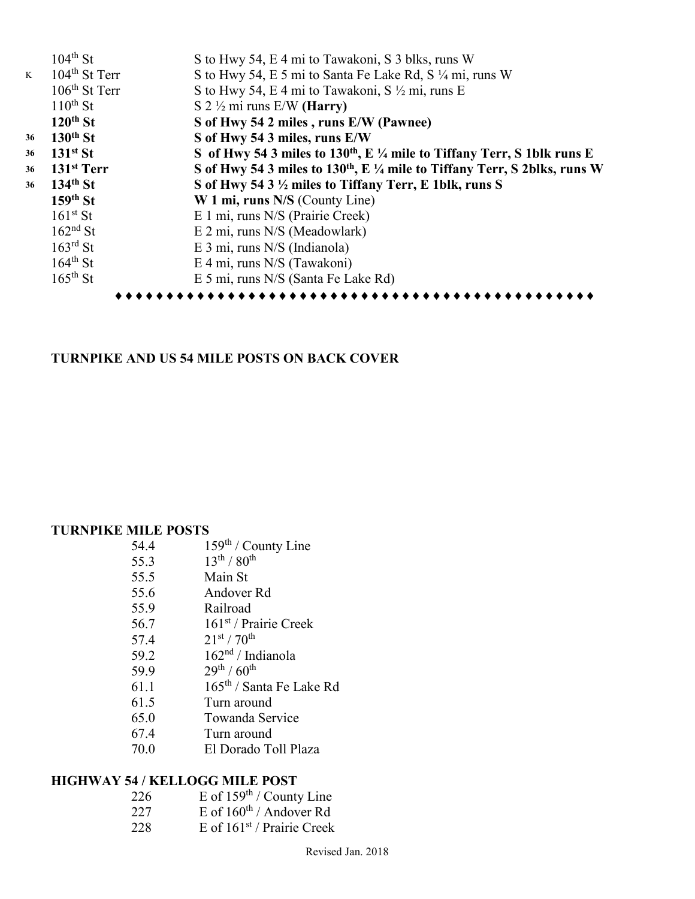| | | |
|---|---|---|
| | 104th St | S to Hwy 54, E 4 mi to Tawakoni, S 3 blks, runs W |
| K | 104th St Terr | S to Hwy 54, E 5 mi to Santa Fe Lake Rd, S ¼ mi, runs W |
| | 106th St Terr | S to Hwy 54, E 4 mi to Tawakoni, S ½ mi, runs E |
| | 110th St | S 2 ½ mi runs E/W **(Harry)** |
| | **120th St** | **S of Hwy 54 2 miles , runs E/W (Pawnee)** |
| **36** | **130th St** | **S of Hwy 54 3 miles, runs E/W** |
| **36** | **131st St** | **S of Hwy 54 3 miles to 130th, E ¼ mile to Tiffany Terr, S 1blk runs E** |
| **36** | **131st Terr** | **S of Hwy 54 3 miles to 130th, E ¼ mile to Tiffany Terr, S 2blks, runs W** |
| **36** | **134th St** | **S of Hwy 54 3 ½ miles to Tiffany Terr, E 1blk, runs S** |
| | **159th St** | **W 1 mi, runs N/S** (County Line) |
| | 161st St | E 1 mi, runs N/S (Prairie Creek) |
| | 162nd St | E 2 mi, runs N/S (Meadowlark) |
| | 163rd St | E 3 mi, runs N/S (Indianola) |
| | 164th St | E 4 mi, runs N/S (Tawakoni) |
| | 165th St | E 5 mi, runs N/S (Santa Fe Lake Rd) |

♦♦♦♦♦♦♦♦♦♦♦♦♦♦♦♦♦♦♦♦♦♦♦♦♦♦♦♦♦♦♦♦♦♦♦♦♦♦♦♦♦♦♦♦♦♦♦♦

**TURNPIKE AND US 54 MILE POSTS ON BACK COVER**

**TURNPIKE MILE POSTS**

| | |
|---|---|
| 54.4 | 159th / County Line |
| 55.3 | 13th / 80th |
| 55.5 | Main St |
| 55.6 | Andover Rd |
| 55.9 | Railroad |
| 56.7 | 161st / Prairie Creek |
| 57.4 | 21st / 70th |
| 59.2 | 162nd / Indianola |
| 59.9 | 29th / 60th |
| 61.1 | 165th / Santa Fe Lake Rd |
| 61.5 | Turn around |
| 65.0 | Towanda Service |
| 67.4 | Turn around |
| 70.0 | El Dorado Toll Plaza |

**HIGHWAY 54 / KELLOGG MILE POST**

| | |
|---|---|
| 226 | E of 159th / County Line |
| 227 | E of 160th / Andover Rd |
| 228 | E of 161st / Prairie Creek |

Revised Jan. 2018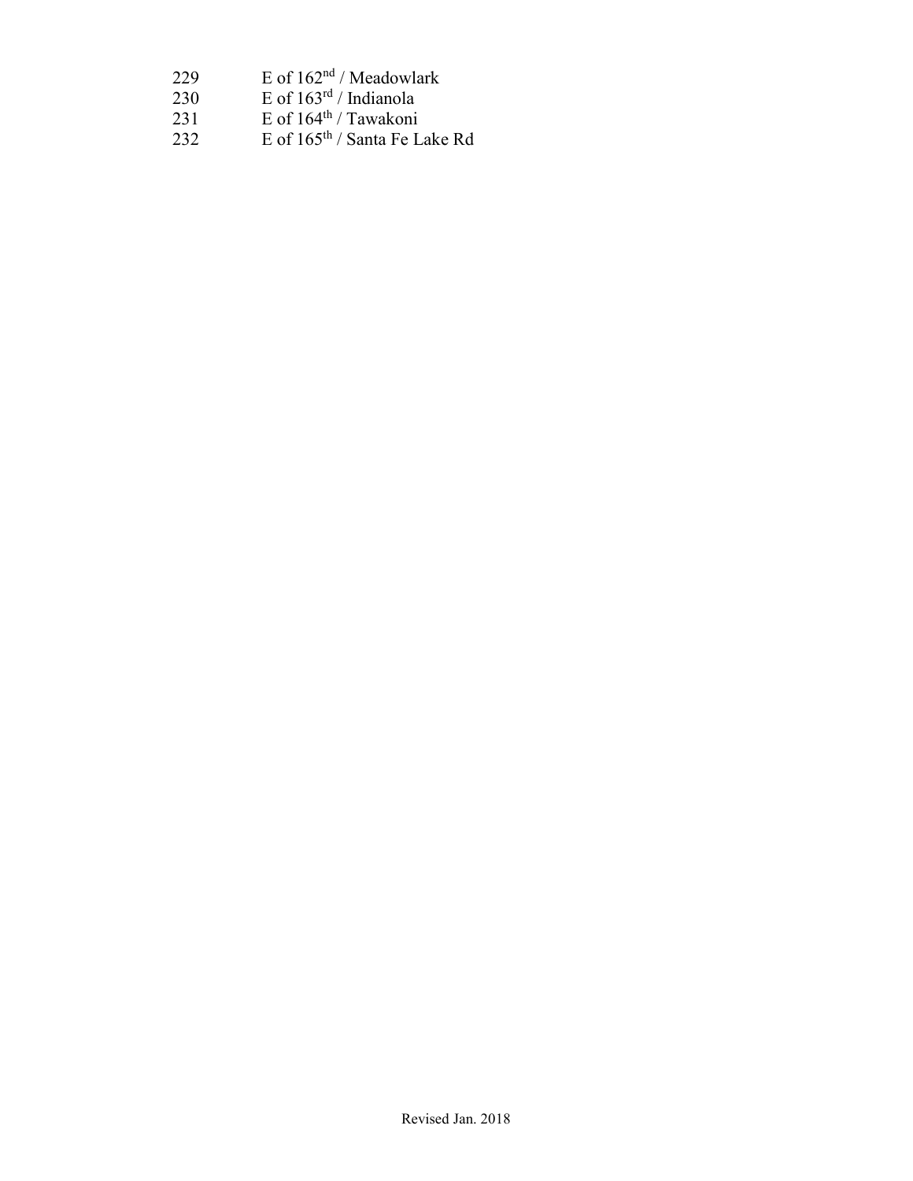| | |
|---|---|
| 229 | E of 162nd / Meadowlark |
| 230 | E of 163rd / Indianola |
| 231 | E of 164th / Tawakoni |
| 232 | E of 165th / Santa Fe Lake Rd |

Revised Jan. 2018